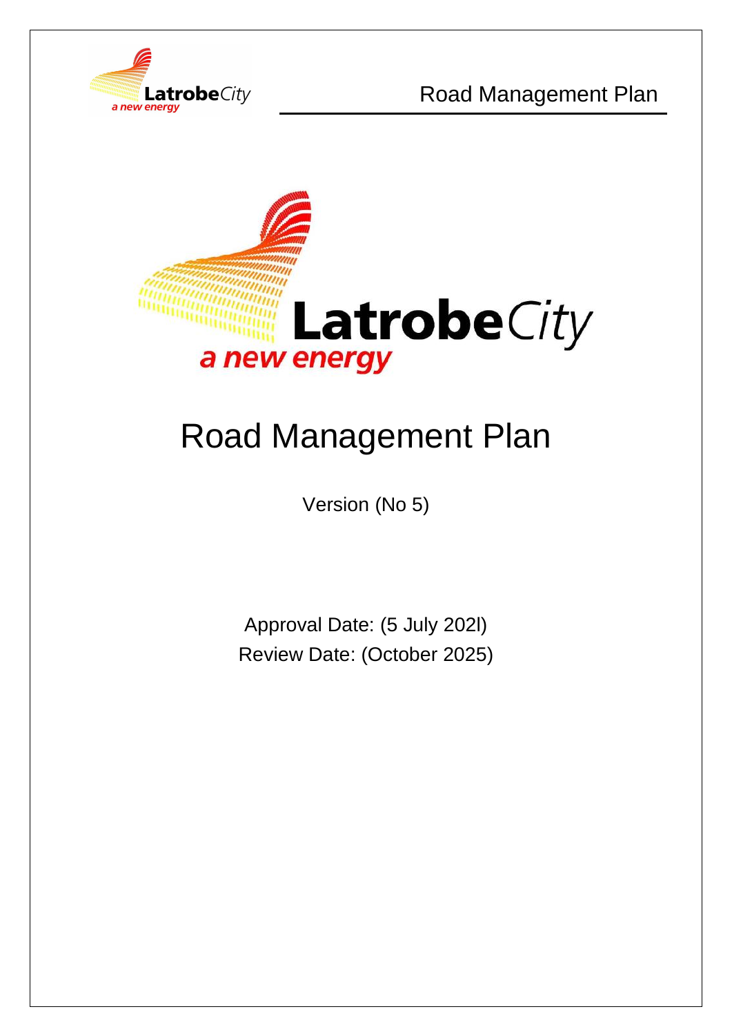# Road Management Plan

Version (No 5)

Approval Date: (5 July 202l)

Review Date: (October 2025)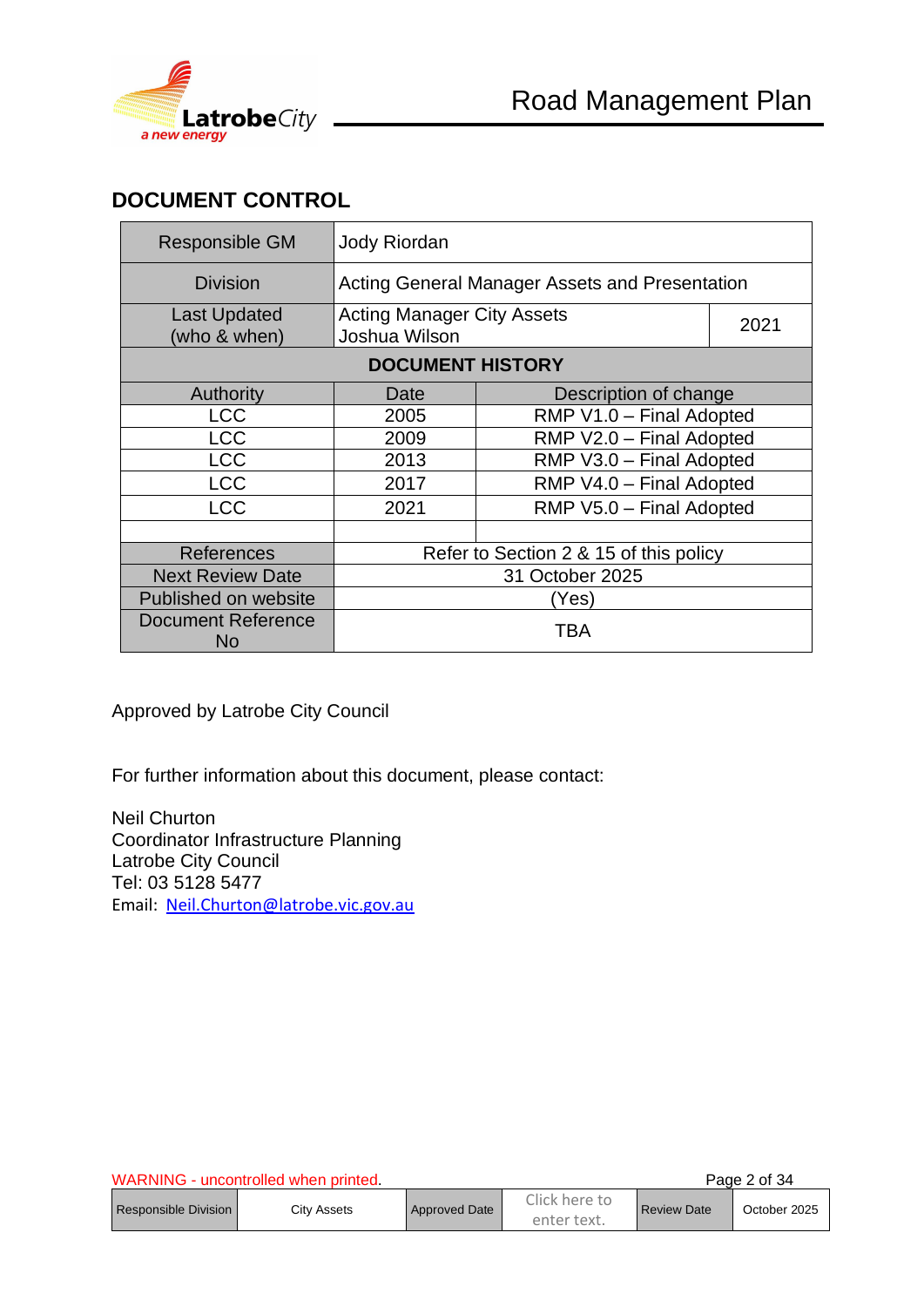## DOCUMENT CONTROL

| Responsible GM | Jody Riordan | |
|---|---|---|
| Division | Acting General Manager Assets and Presentation | |
| Last Updated (who & when) | Acting Manager City Assets Joshua Wilson | 2021 |
| **DOCUMENT HISTORY** | | |
| Authority | Date | Description of change |
| LCC | 2005 | RMP V1.0 – Final Adopted |
| LCC | 2009 | RMP V2.0 – Final Adopted |
| LCC | 2013 | RMP V3.0 – Final Adopted |
| LCC | 2017 | RMP V4.0 – Final Adopted |
| LCC | 2021 | RMP V5.0 – Final Adopted |
| | | |
| References | Refer to Section 2 & 15 of this policy | |
| Next Review Date | 31 October 2025 | |
| Published on website | (Yes) | |
| Document Reference No | TBA | |

Approved by Latrobe City Council

For further information about this document, please contact:

Neil Churton
Coordinator Infrastructure Planning
Latrobe City Council
Tel: 03 5128 5477
Email: Neil.Churton@latrobe.vic.gov.au

WARNING - uncontrolled when printed.

| Responsible Division | City Assets | Approved Date | Click here to enter text. | Review Date | October 2025 |
|---|---|---|---|---|---|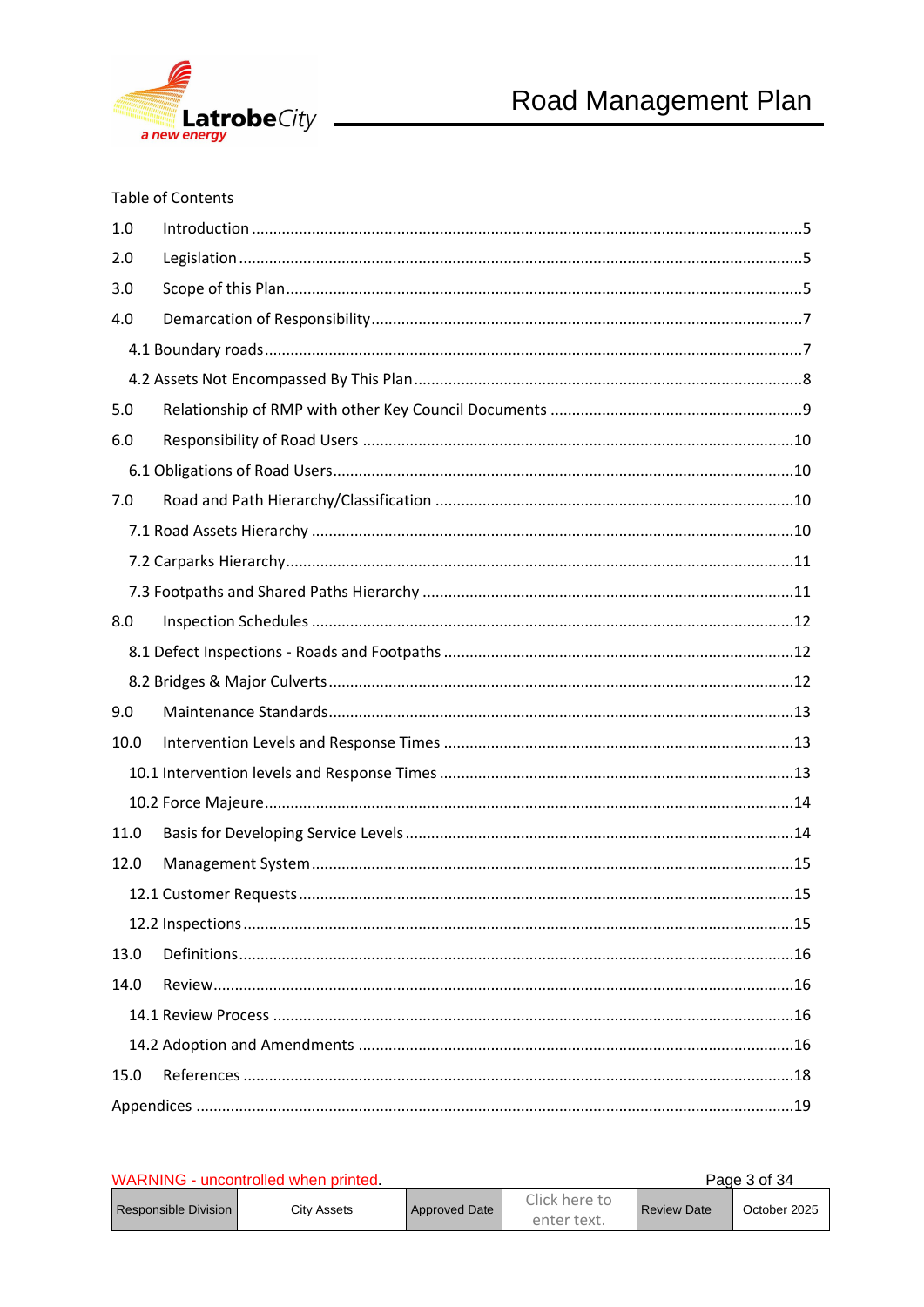Table of Contents

| | | |
|---|---|---|
| 1.0 | Introduction | 5 |
| 2.0 | Legislation | 5 |
| 3.0 | Scope of this Plan | 5 |
| 4.0 | Demarcation of Responsibility | 7 |
| | 4.1 Boundary roads | 7 |
| | 4.2 Assets Not Encompassed By This Plan | 8 |
| 5.0 | Relationship of RMP with other Key Council Documents | 9 |
| 6.0 | Responsibility of Road Users | 10 |
| | 6.1 Obligations of Road Users | 10 |
| 7.0 | Road and Path Hierarchy/Classification | 10 |
| | 7.1 Road Assets Hierarchy | 10 |
| | 7.2 Carparks Hierarchy | 11 |
| | 7.3 Footpaths and Shared Paths Hierarchy | 11 |
| 8.0 | Inspection Schedules | 12 |
| | 8.1 Defect Inspections - Roads and Footpaths | 12 |
| | 8.2 Bridges & Major Culverts | 12 |
| 9.0 | Maintenance Standards | 13 |
| 10.0 | Intervention Levels and Response Times | 13 |
| | 10.1 Intervention levels and Response Times | 13 |
| | 10.2 Force Majeure | 14 |
| 11.0 | Basis for Developing Service Levels | 14 |
| 12.0 | Management System | 15 |
| | 12.1 Customer Requests | 15 |
| | 12.2 Inspections | 15 |
| 13.0 | Definitions | 16 |
| 14.0 | Review | 16 |
| | 14.1 Review Process | 16 |
| | 14.2 Adoption and Amendments | 16 |
| 15.0 | References | 18 |
| Appendices | | 19 |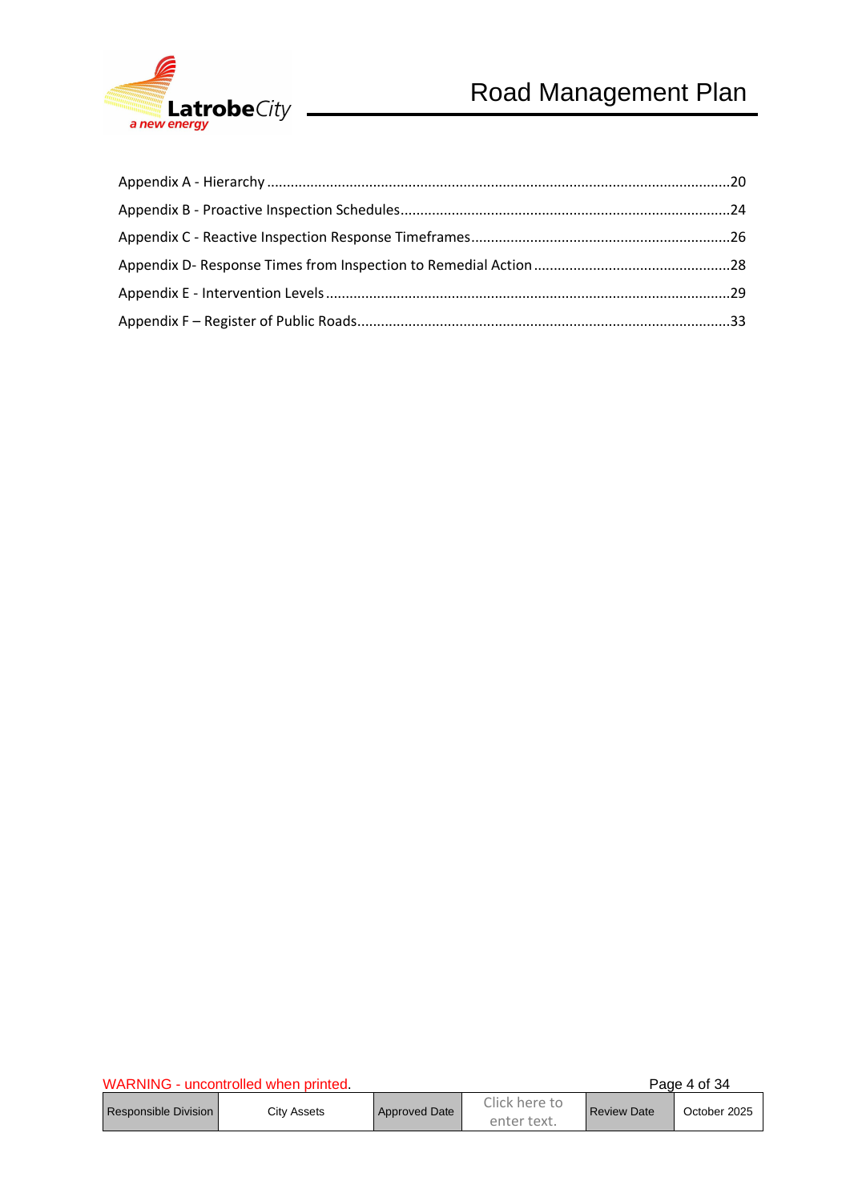Appendix A - Hierarchy ....................................................................................................................20

Appendix B - Proactive Inspection Schedules...................................................................................24

Appendix C - Reactive Inspection Response Timeframes.................................................................26

Appendix D- Response Times from Inspection to Remedial Action .................................................28

Appendix E - Intervention Levels .....................................................................................................29

Appendix F – Register of Public Roads.............................................................................................33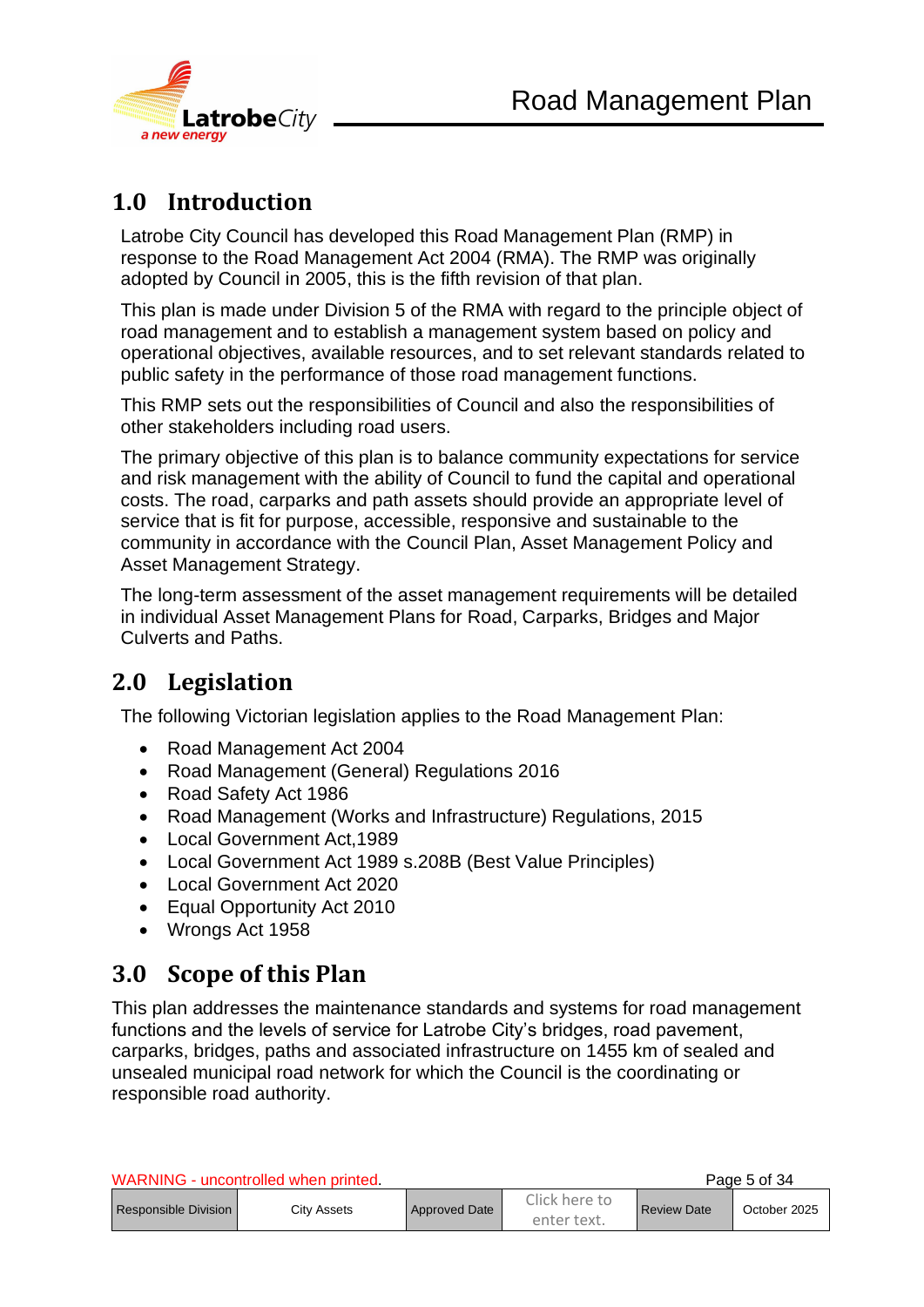# 1.0 Introduction

Latrobe City Council has developed this Road Management Plan (RMP) in response to the Road Management Act 2004 (RMA). The RMP was originally adopted by Council in 2005, this is the fifth revision of that plan.

This plan is made under Division 5 of the RMA with regard to the principle object of road management and to establish a management system based on policy and operational objectives, available resources, and to set relevant standards related to public safety in the performance of those road management functions.

This RMP sets out the responsibilities of Council and also the responsibilities of other stakeholders including road users.

The primary objective of this plan is to balance community expectations for service and risk management with the ability of Council to fund the capital and operational costs. The road, carparks and path assets should provide an appropriate level of service that is fit for purpose, accessible, responsive and sustainable to the community in accordance with the Council Plan, Asset Management Policy and Asset Management Strategy.

The long-term assessment of the asset management requirements will be detailed in individual Asset Management Plans for Road, Carparks, Bridges and Major Culverts and Paths.

# 2.0 Legislation

The following Victorian legislation applies to the Road Management Plan:

- Road Management Act 2004
- Road Management (General) Regulations 2016
- Road Safety Act 1986
- Road Management (Works and Infrastructure) Regulations, 2015
- Local Government Act,1989
- Local Government Act 1989 s.208B (Best Value Principles)
- Local Government Act 2020
- Equal Opportunity Act 2010
- Wrongs Act 1958

# 3.0 Scope of this Plan

This plan addresses the maintenance standards and systems for road management functions and the levels of service for Latrobe City's bridges, road pavement, carparks, bridges, paths and associated infrastructure on 1455 km of sealed and unsealed municipal road network for which the Council is the coordinating or responsible road authority.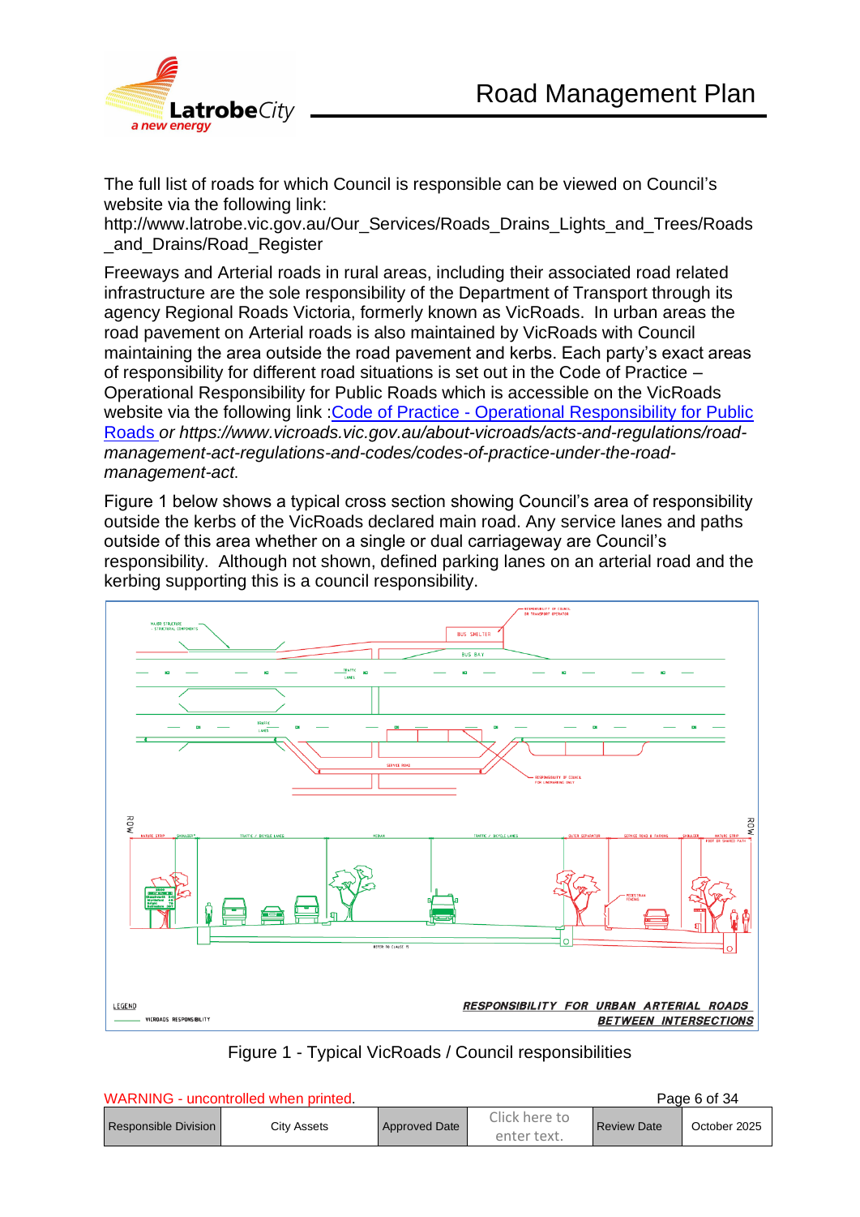The full list of roads for which Council is responsible can be viewed on Council's website via the following link:
http://www.latrobe.vic.gov.au/Our_Services/Roads_Drains_Lights_and_Trees/Roads_and_Drains/Road_Register

Freeways and Arterial roads in rural areas, including their associated road related infrastructure are the sole responsibility of the Department of Transport through its agency Regional Roads Victoria, formerly known as VicRoads. In urban areas the road pavement on Arterial roads is also maintained by VicRoads with Council maintaining the area outside the road pavement and kerbs. Each party's exact areas of responsibility for different road situations is set out in the Code of Practice – Operational Responsibility for Public Roads which is accessible on the VicRoads website via the following link :Code of Practice - Operational Responsibility for Public Roads *or https://www.vicroads.vic.gov.au/about-vicroads/acts-and-regulations/road-management-act-regulations-and-codes/codes-of-practice-under-the-road-management-act.*

Figure 1 below shows a typical cross section showing Council's area of responsibility outside the kerbs of the VicRoads declared main road. Any service lanes and paths outside of this area whether on a single or dual carriageway are Council's responsibility. Although not shown, defined parking lanes on an arterial road and the kerbing supporting this is a council responsibility.

Figure 1 - Typical VicRoads / Council responsibilities

WARNING - uncontrolled when printed.

| Responsible Division | City Assets | Approved Date | Click here to enter text. | Review Date | October 2025 |
|---|---|---|---|---|---|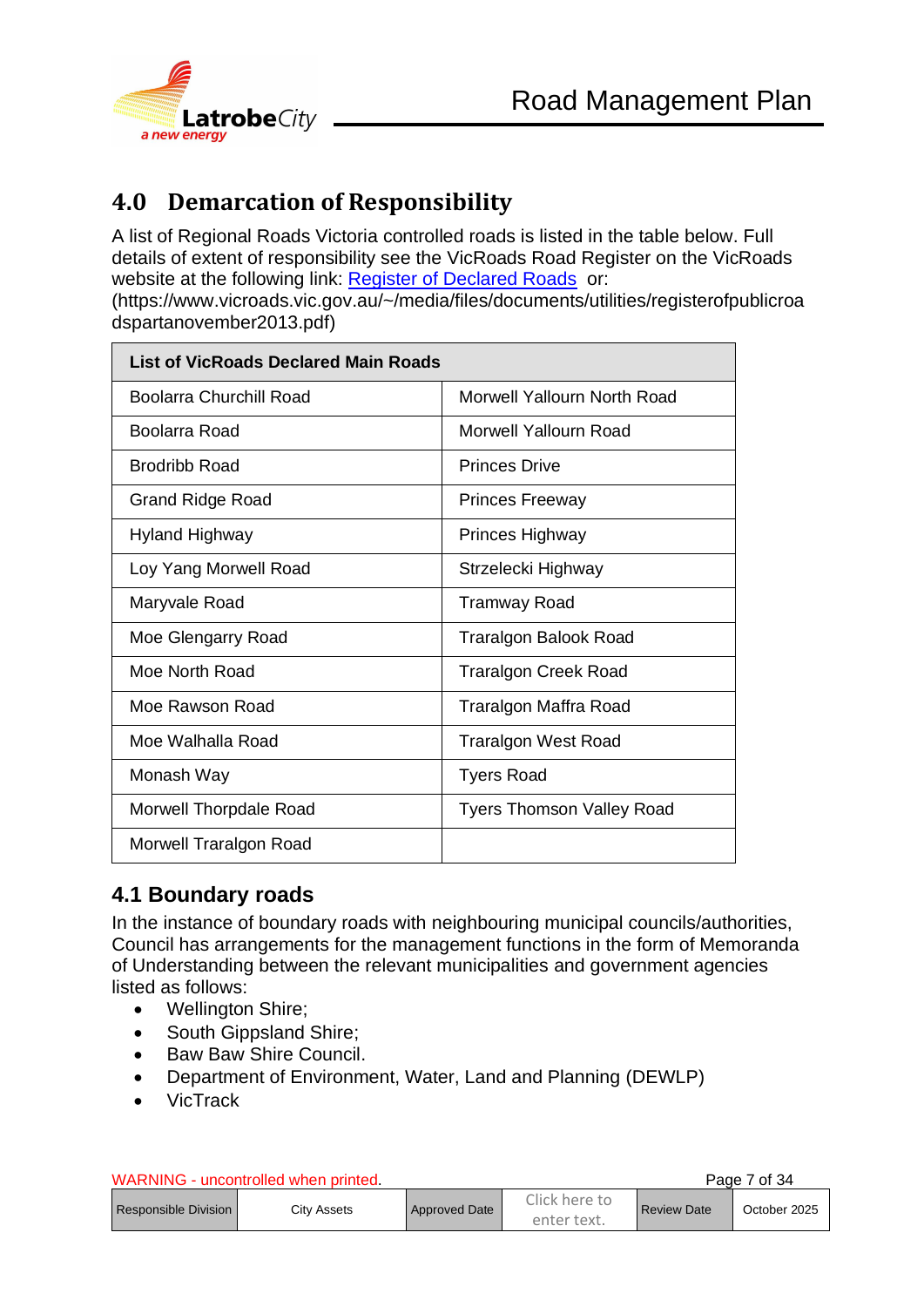## 4.0 Demarcation of Responsibility

A list of Regional Roads Victoria controlled roads is listed in the table below. Full details of extent of responsibility see the VicRoads Road Register on the VicRoads website at the following link: [Register of Declared Roads](https://www.vicroads.vic.gov.au/~/media/files/documents/utilities/registerofpublicroadspartanovember2013.pdf) or: (https://www.vicroads.vic.gov.au/~/media/files/documents/utilities/registerofpublicroadspartanovember2013.pdf)

| List of VicRoads Declared Main Roads | |
|---|---|
| Boolarra Churchill Road | Morwell Yallourn North Road |
| Boolarra Road | Morwell Yallourn Road |
| Brodribb Road | Princes Drive |
| Grand Ridge Road | Princes Freeway |
| Hyland Highway | Princes Highway |
| Loy Yang Morwell Road | Strzelecki Highway |
| Maryvale Road | Tramway Road |
| Moe Glengarry Road | Traralgon Balook Road |
| Moe North Road | Traralgon Creek Road |
| Moe Rawson Road | Traralgon Maffra Road |
| Moe Walhalla Road | Traralgon West Road |
| Monash Way | Tyers Road |
| Morwell Thorpdale Road | Tyers Thomson Valley Road |
| Morwell Traralgon Road | |

### 4.1 Boundary roads

In the instance of boundary roads with neighbouring municipal councils/authorities, Council has arrangements for the management functions in the form of Memoranda of Understanding between the relevant municipalities and government agencies listed as follows:

- Wellington Shire;
- South Gippsland Shire;
- Baw Baw Shire Council.
- Department of Environment, Water, Land and Planning (DEWLP)
- VicTrack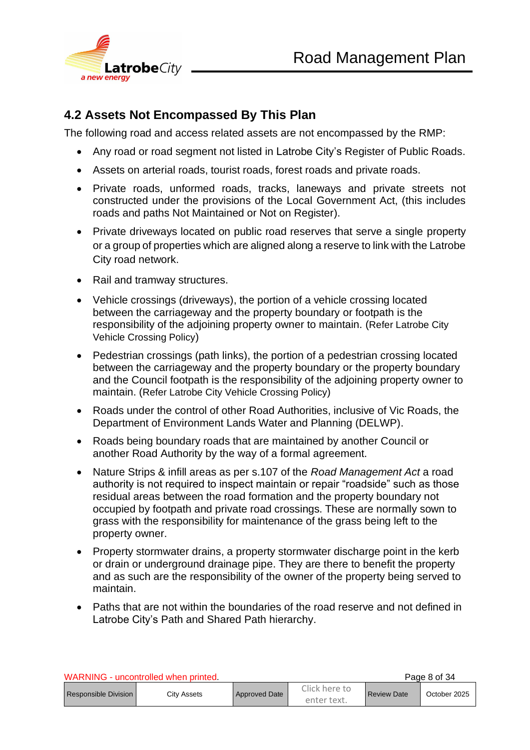## 4.2 Assets Not Encompassed By This Plan

The following road and access related assets are not encompassed by the RMP:

- Any road or road segment not listed in Latrobe City's Register of Public Roads.
- Assets on arterial roads, tourist roads, forest roads and private roads.
- Private roads, unformed roads, tracks, laneways and private streets not constructed under the provisions of the Local Government Act, (this includes roads and paths Not Maintained or Not on Register).
- Private driveways located on public road reserves that serve a single property or a group of properties which are aligned along a reserve to link with the Latrobe City road network.
- Rail and tramway structures.
- Vehicle crossings (driveways), the portion of a vehicle crossing located between the carriageway and the property boundary or footpath is the responsibility of the adjoining property owner to maintain. (Refer Latrobe City Vehicle Crossing Policy)
- Pedestrian crossings (path links), the portion of a pedestrian crossing located between the carriageway and the property boundary or the property boundary and the Council footpath is the responsibility of the adjoining property owner to maintain. (Refer Latrobe City Vehicle Crossing Policy)
- Roads under the control of other Road Authorities, inclusive of Vic Roads, the Department of Environment Lands Water and Planning (DELWP).
- Roads being boundary roads that are maintained by another Council or another Road Authority by the way of a formal agreement.
- Nature Strips & infill areas as per s.107 of the *Road Management Act* a road authority is not required to inspect maintain or repair "roadside" such as those residual areas between the road formation and the property boundary not occupied by footpath and private road crossings. These are normally sown to grass with the responsibility for maintenance of the grass being left to the property owner.
- Property stormwater drains, a property stormwater discharge point in the kerb or drain or underground drainage pipe. They are there to benefit the property and as such are the responsibility of the owner of the property being served to maintain.
- Paths that are not within the boundaries of the road reserve and not defined in Latrobe City's Path and Shared Path hierarchy.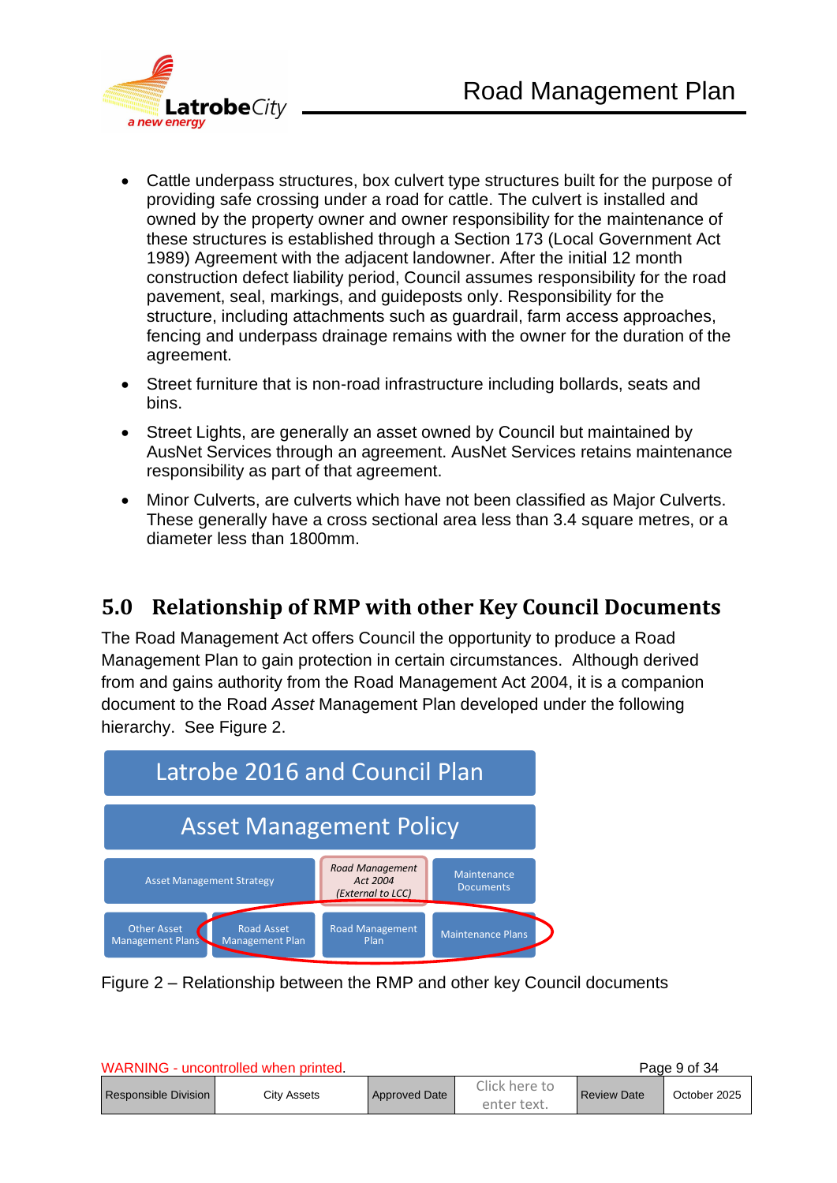- Cattle underpass structures, box culvert type structures built for the purpose of providing safe crossing under a road for cattle. The culvert is installed and owned by the property owner and owner responsibility for the maintenance of these structures is established through a Section 173 (Local Government Act 1989) Agreement with the adjacent landowner. After the initial 12 month construction defect liability period, Council assumes responsibility for the road pavement, seal, markings, and guideposts only. Responsibility for the structure, including attachments such as guardrail, farm access approaches, fencing and underpass drainage remains with the owner for the duration of the agreement.
- Street furniture that is non-road infrastructure including bollards, seats and bins.
- Street Lights, are generally an asset owned by Council but maintained by AusNet Services through an agreement. AusNet Services retains maintenance responsibility as part of that agreement.
- Minor Culverts, are culverts which have not been classified as Major Culverts. These generally have a cross sectional area less than 3.4 square metres, or a diameter less than 1800mm.

## 5.0 Relationship of RMP with other Key Council Documents

The Road Management Act offers Council the opportunity to produce a Road Management Plan to gain protection in certain circumstances. Although derived from and gains authority from the Road Management Act 2004, it is a companion document to the Road *Asset* Management Plan developed under the following hierarchy. See Figure 2.

Latrobe 2016 and Council Plan

Asset Management Policy

Asset Management Strategy | *Road Management Act 2004 (External to LCC)* | Maintenance Documents

Other Asset Management Plans | Road Asset Management Plan | Road Management Plan | Maintenance Plans

Figure 2 – Relationship between the RMP and other key Council documents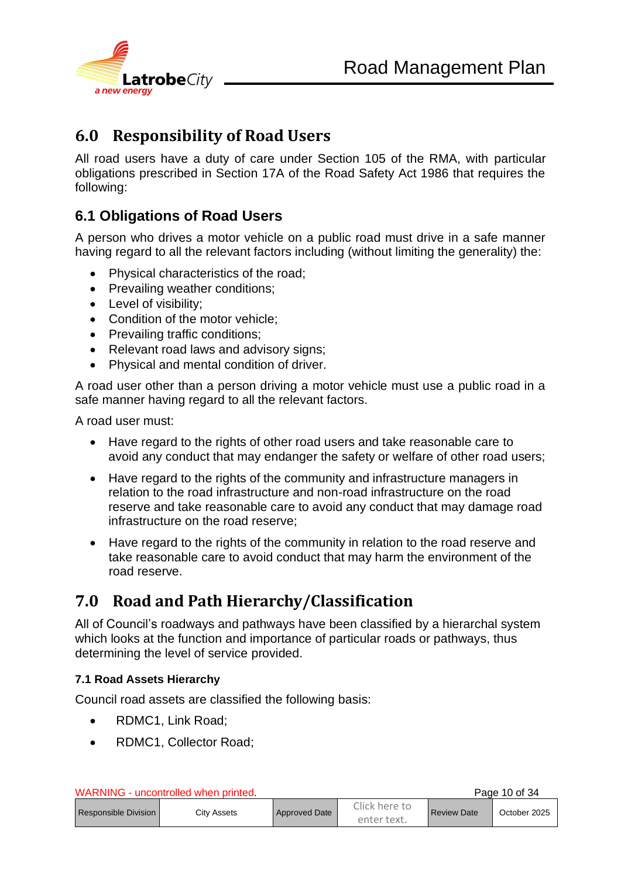## 6.0 Responsibility of Road Users

All road users have a duty of care under Section 105 of the RMA, with particular obligations prescribed in Section 17A of the Road Safety Act 1986 that requires the following:

### 6.1 Obligations of Road Users

A person who drives a motor vehicle on a public road must drive in a safe manner having regard to all the relevant factors including (without limiting the generality) the:

- Physical characteristics of the road;
- Prevailing weather conditions;
- Level of visibility;
- Condition of the motor vehicle;
- Prevailing traffic conditions;
- Relevant road laws and advisory signs;
- Physical and mental condition of driver.

A road user other than a person driving a motor vehicle must use a public road in a safe manner having regard to all the relevant factors.

A road user must:

- Have regard to the rights of other road users and take reasonable care to avoid any conduct that may endanger the safety or welfare of other road users;
- Have regard to the rights of the community and infrastructure managers in relation to the road infrastructure and non-road infrastructure on the road reserve and take reasonable care to avoid any conduct that may damage road infrastructure on the road reserve;
- Have regard to the rights of the community in relation to the road reserve and take reasonable care to avoid conduct that may harm the environment of the road reserve.

## 7.0 Road and Path Hierarchy/Classification

All of Council's roadways and pathways have been classified by a hierarchal system which looks at the function and importance of particular roads or pathways, thus determining the level of service provided.

#### 7.1 Road Assets Hierarchy

Council road assets are classified the following basis:

- RDMC1, Link Road;
- RDMC1, Collector Road;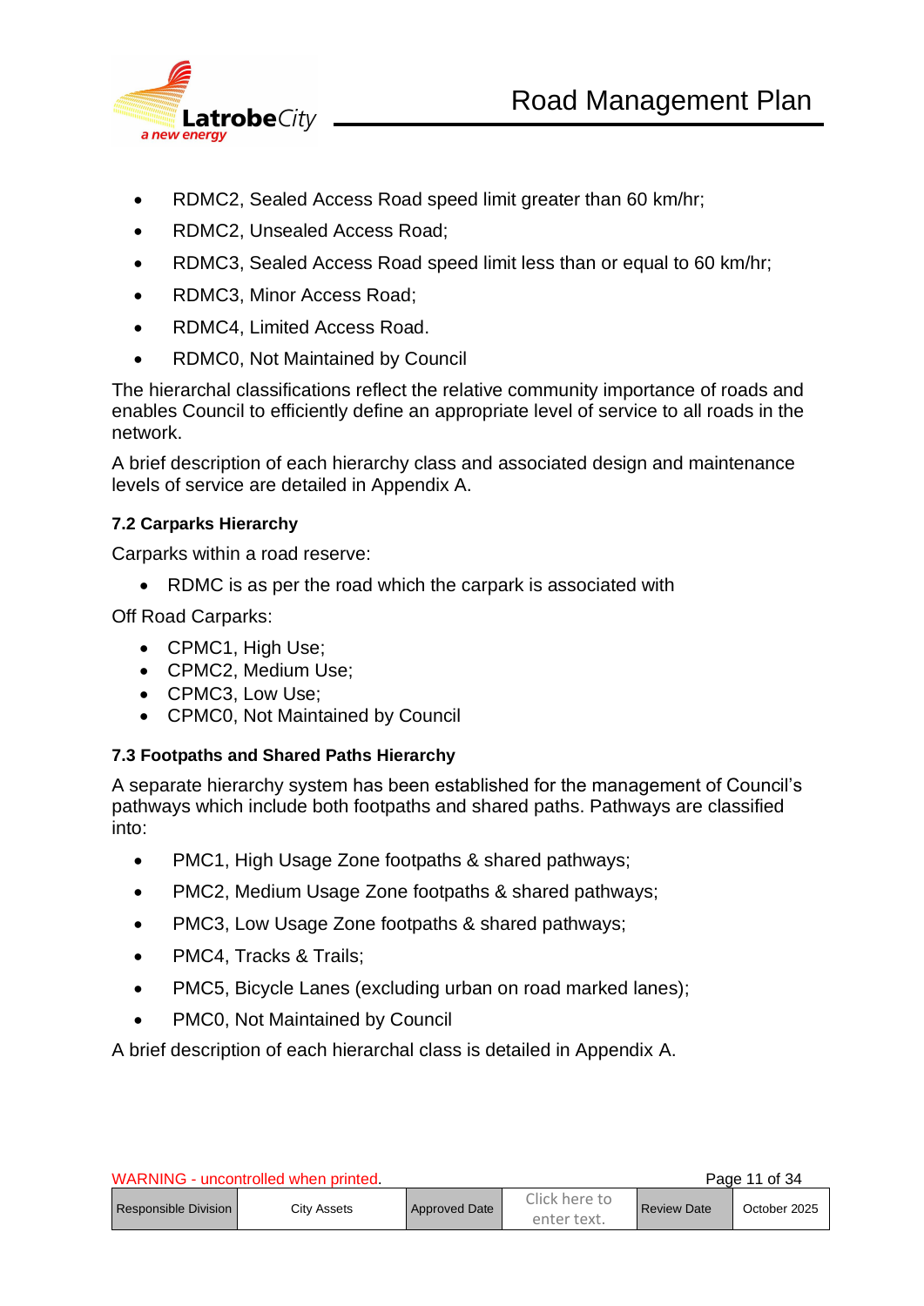- RDMC2, Sealed Access Road speed limit greater than 60 km/hr;
- RDMC2, Unsealed Access Road;
- RDMC3, Sealed Access Road speed limit less than or equal to 60 km/hr;
- RDMC3, Minor Access Road;
- RDMC4, Limited Access Road.
- RDMC0, Not Maintained by Council

The hierarchal classifications reflect the relative community importance of roads and enables Council to efficiently define an appropriate level of service to all roads in the network.

A brief description of each hierarchy class and associated design and maintenance levels of service are detailed in Appendix A.

### 7.2 Carparks Hierarchy

Carparks within a road reserve:

- RDMC is as per the road which the carpark is associated with

Off Road Carparks:

- CPMC1, High Use;
- CPMC2, Medium Use;
- CPMC3, Low Use;
- CPMC0, Not Maintained by Council

### 7.3 Footpaths and Shared Paths Hierarchy

A separate hierarchy system has been established for the management of Council's pathways which include both footpaths and shared paths. Pathways are classified into:

- PMC1, High Usage Zone footpaths & shared pathways;
- PMC2, Medium Usage Zone footpaths & shared pathways;
- PMC3, Low Usage Zone footpaths & shared pathways;
- PMC4, Tracks & Trails;
- PMC5, Bicycle Lanes (excluding urban on road marked lanes);
- PMC0, Not Maintained by Council

A brief description of each hierarchal class is detailed in Appendix A.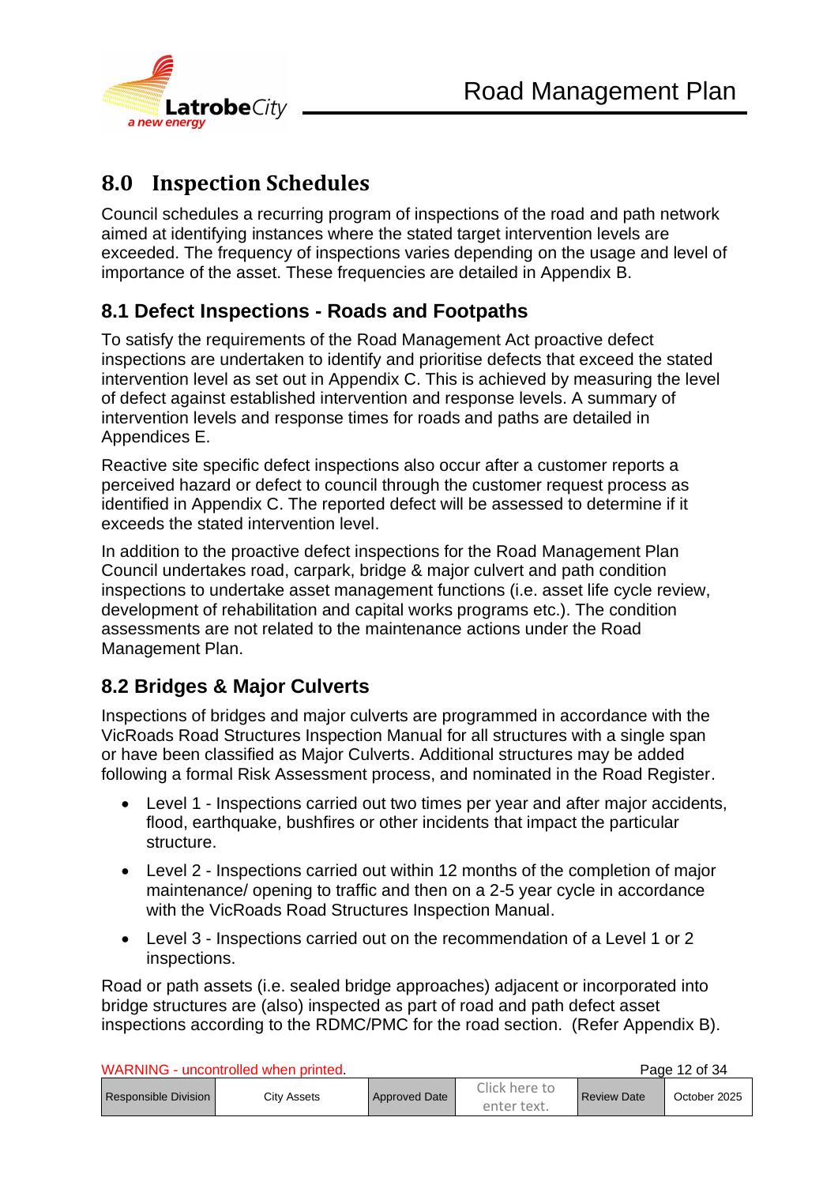# 8.0 Inspection Schedules

Council schedules a recurring program of inspections of the road and path network aimed at identifying instances where the stated target intervention levels are exceeded. The frequency of inspections varies depending on the usage and level of importance of the asset. These frequencies are detailed in Appendix B.

## 8.1 Defect Inspections - Roads and Footpaths

To satisfy the requirements of the Road Management Act proactive defect inspections are undertaken to identify and prioritise defects that exceed the stated intervention level as set out in Appendix C. This is achieved by measuring the level of defect against established intervention and response levels. A summary of intervention levels and response times for roads and paths are detailed in Appendices E.

Reactive site specific defect inspections also occur after a customer reports a perceived hazard or defect to council through the customer request process as identified in Appendix C. The reported defect will be assessed to determine if it exceeds the stated intervention level.

In addition to the proactive defect inspections for the Road Management Plan Council undertakes road, carpark, bridge & major culvert and path condition inspections to undertake asset management functions (i.e. asset life cycle review, development of rehabilitation and capital works programs etc.). The condition assessments are not related to the maintenance actions under the Road Management Plan.

## 8.2 Bridges & Major Culverts

Inspections of bridges and major culverts are programmed in accordance with the VicRoads Road Structures Inspection Manual for all structures with a single span or have been classified as Major Culverts. Additional structures may be added following a formal Risk Assessment process, and nominated in the Road Register.

- Level 1 - Inspections carried out two times per year and after major accidents, flood, earthquake, bushfires or other incidents that impact the particular structure.
- Level 2 - Inspections carried out within 12 months of the completion of major maintenance/ opening to traffic and then on a 2-5 year cycle in accordance with the VicRoads Road Structures Inspection Manual.
- Level 3 - Inspections carried out on the recommendation of a Level 1 or 2 inspections.

Road or path assets (i.e. sealed bridge approaches) adjacent or incorporated into bridge structures are (also) inspected as part of road and path defect asset inspections according to the RDMC/PMC for the road section. (Refer Appendix B).

WARNING - uncontrolled when printed.

| Responsible Division | City Assets | Approved Date | Click here to enter text. | Review Date | October 2025 |
|---|---|---|---|---|---|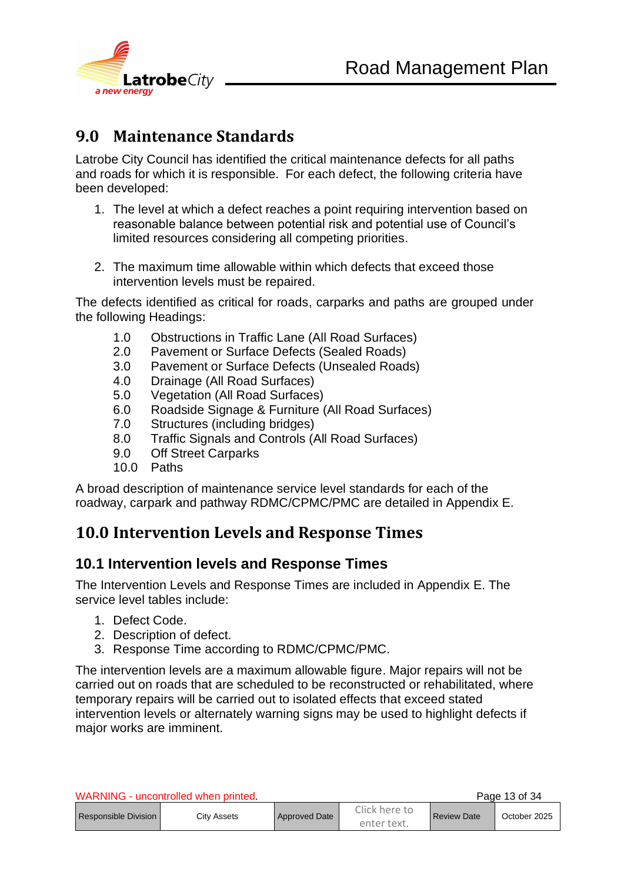## 9.0 Maintenance Standards

Latrobe City Council has identified the critical maintenance defects for all paths and roads for which it is responsible. For each defect, the following criteria have been developed:

1. The level at which a defect reaches a point requiring intervention based on reasonable balance between potential risk and potential use of Council's limited resources considering all competing priorities.

2. The maximum time allowable within which defects that exceed those intervention levels must be repaired.

The defects identified as critical for roads, carparks and paths are grouped under the following Headings:

- 1.0 Obstructions in Traffic Lane (All Road Surfaces)
- 2.0 Pavement or Surface Defects (Sealed Roads)
- 3.0 Pavement or Surface Defects (Unsealed Roads)
- 4.0 Drainage (All Road Surfaces)
- 5.0 Vegetation (All Road Surfaces)
- 6.0 Roadside Signage & Furniture (All Road Surfaces)
- 7.0 Structures (including bridges)
- 8.0 Traffic Signals and Controls (All Road Surfaces)
- 9.0 Off Street Carparks
- 10.0 Paths

A broad description of maintenance service level standards for each of the roadway, carpark and pathway RDMC/CPMC/PMC are detailed in Appendix E.

## 10.0 Intervention Levels and Response Times

### 10.1 Intervention levels and Response Times

The Intervention Levels and Response Times are included in Appendix E. The service level tables include:

1. Defect Code.
2. Description of defect.
3. Response Time according to RDMC/CPMC/PMC.

The intervention levels are a maximum allowable figure. Major repairs will not be carried out on roads that are scheduled to be reconstructed or rehabilitated, where temporary repairs will be carried out to isolated effects that exceed stated intervention levels or alternately warning signs may be used to highlight defects if major works are imminent.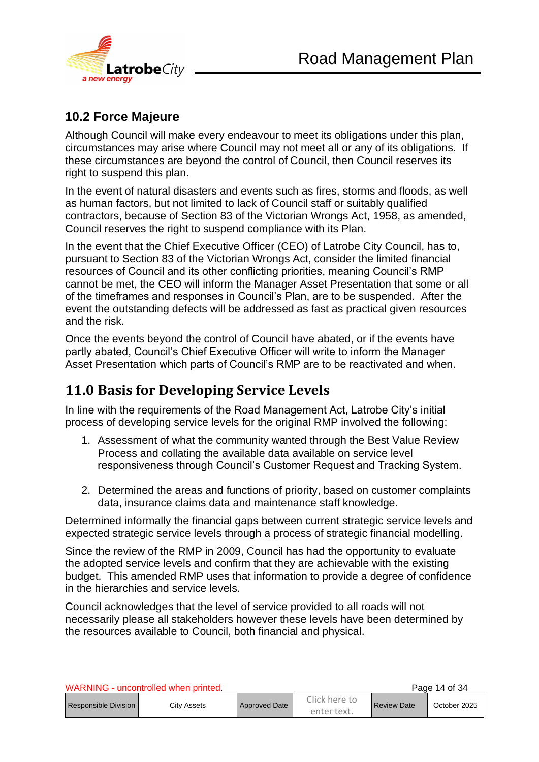## 10.2 Force Majeure

Although Council will make every endeavour to meet its obligations under this plan, circumstances may arise where Council may not meet all or any of its obligations. If these circumstances are beyond the control of Council, then Council reserves its right to suspend this plan.

In the event of natural disasters and events such as fires, storms and floods, as well as human factors, but not limited to lack of Council staff or suitably qualified contractors, because of Section 83 of the Victorian Wrongs Act, 1958, as amended, Council reserves the right to suspend compliance with its Plan.

In the event that the Chief Executive Officer (CEO) of Latrobe City Council, has to, pursuant to Section 83 of the Victorian Wrongs Act, consider the limited financial resources of Council and its other conflicting priorities, meaning Council's RMP cannot be met, the CEO will inform the Manager Asset Presentation that some or all of the timeframes and responses in Council's Plan, are to be suspended. After the event the outstanding defects will be addressed as fast as practical given resources and the risk.

Once the events beyond the control of Council have abated, or if the events have partly abated, Council's Chief Executive Officer will write to inform the Manager Asset Presentation which parts of Council's RMP are to be reactivated and when.

# 11.0 Basis for Developing Service Levels

In line with the requirements of the Road Management Act, Latrobe City's initial process of developing service levels for the original RMP involved the following:

1. Assessment of what the community wanted through the Best Value Review Process and collating the available data available on service level responsiveness through Council's Customer Request and Tracking System.

2. Determined the areas and functions of priority, based on customer complaints data, insurance claims data and maintenance staff knowledge.

Determined informally the financial gaps between current strategic service levels and expected strategic service levels through a process of strategic financial modelling.

Since the review of the RMP in 2009, Council has had the opportunity to evaluate the adopted service levels and confirm that they are achievable with the existing budget. This amended RMP uses that information to provide a degree of confidence in the hierarchies and service levels.

Council acknowledges that the level of service provided to all roads will not necessarily please all stakeholders however these levels have been determined by the resources available to Council, both financial and physical.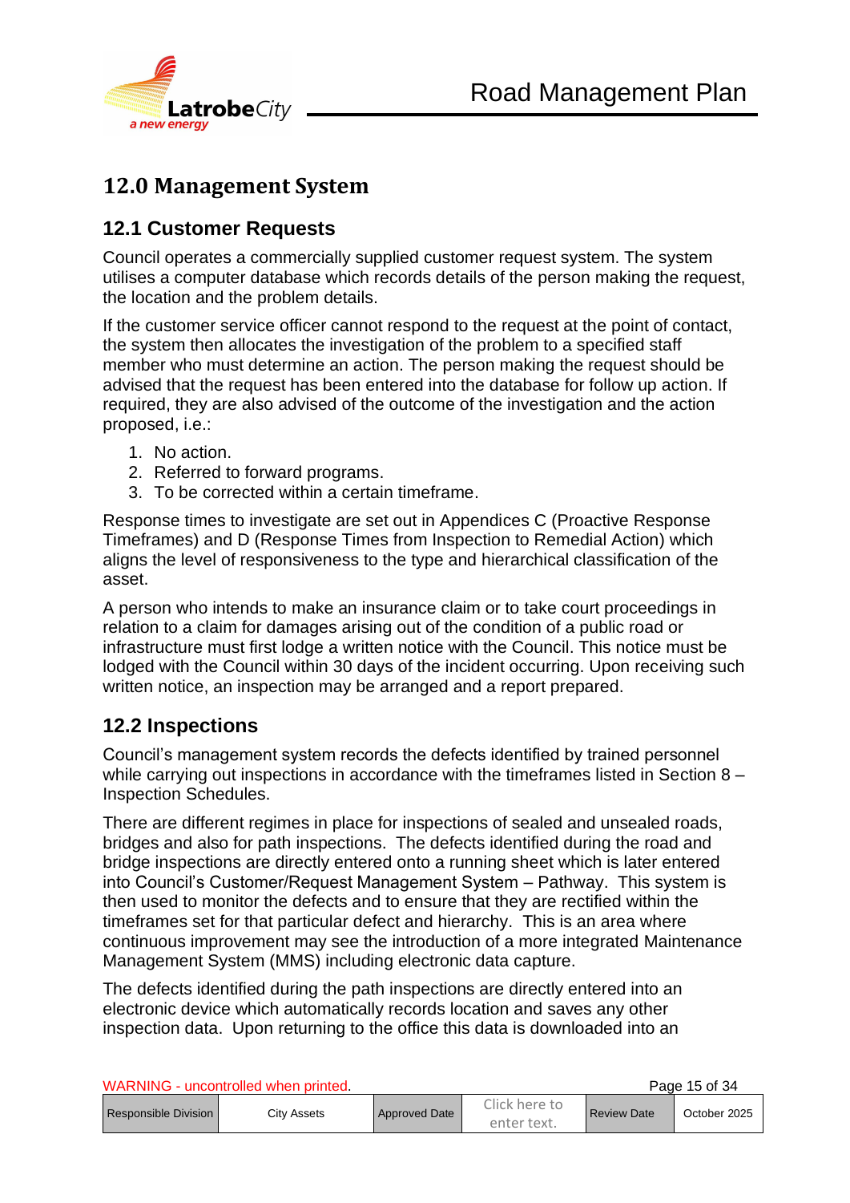# 12.0 Management System

## 12.1 Customer Requests

Council operates a commercially supplied customer request system. The system utilises a computer database which records details of the person making the request, the location and the problem details.

If the customer service officer cannot respond to the request at the point of contact, the system then allocates the investigation of the problem to a specified staff member who must determine an action. The person making the request should be advised that the request has been entered into the database for follow up action. If required, they are also advised of the outcome of the investigation and the action proposed, i.e.:

1. No action.
2. Referred to forward programs.
3. To be corrected within a certain timeframe.

Response times to investigate are set out in Appendices C (Proactive Response Timeframes) and D (Response Times from Inspection to Remedial Action) which aligns the level of responsiveness to the type and hierarchical classification of the asset.

A person who intends to make an insurance claim or to take court proceedings in relation to a claim for damages arising out of the condition of a public road or infrastructure must first lodge a written notice with the Council. This notice must be lodged with the Council within 30 days of the incident occurring. Upon receiving such written notice, an inspection may be arranged and a report prepared.

## 12.2 Inspections

Council's management system records the defects identified by trained personnel while carrying out inspections in accordance with the timeframes listed in Section 8 – Inspection Schedules.

There are different regimes in place for inspections of sealed and unsealed roads, bridges and also for path inspections. The defects identified during the road and bridge inspections are directly entered onto a running sheet which is later entered into Council's Customer/Request Management System – Pathway. This system is then used to monitor the defects and to ensure that they are rectified within the timeframes set for that particular defect and hierarchy. This is an area where continuous improvement may see the introduction of a more integrated Maintenance Management System (MMS) including electronic data capture.

The defects identified during the path inspections are directly entered into an electronic device which automatically records location and saves any other inspection data. Upon returning to the office this data is downloaded into an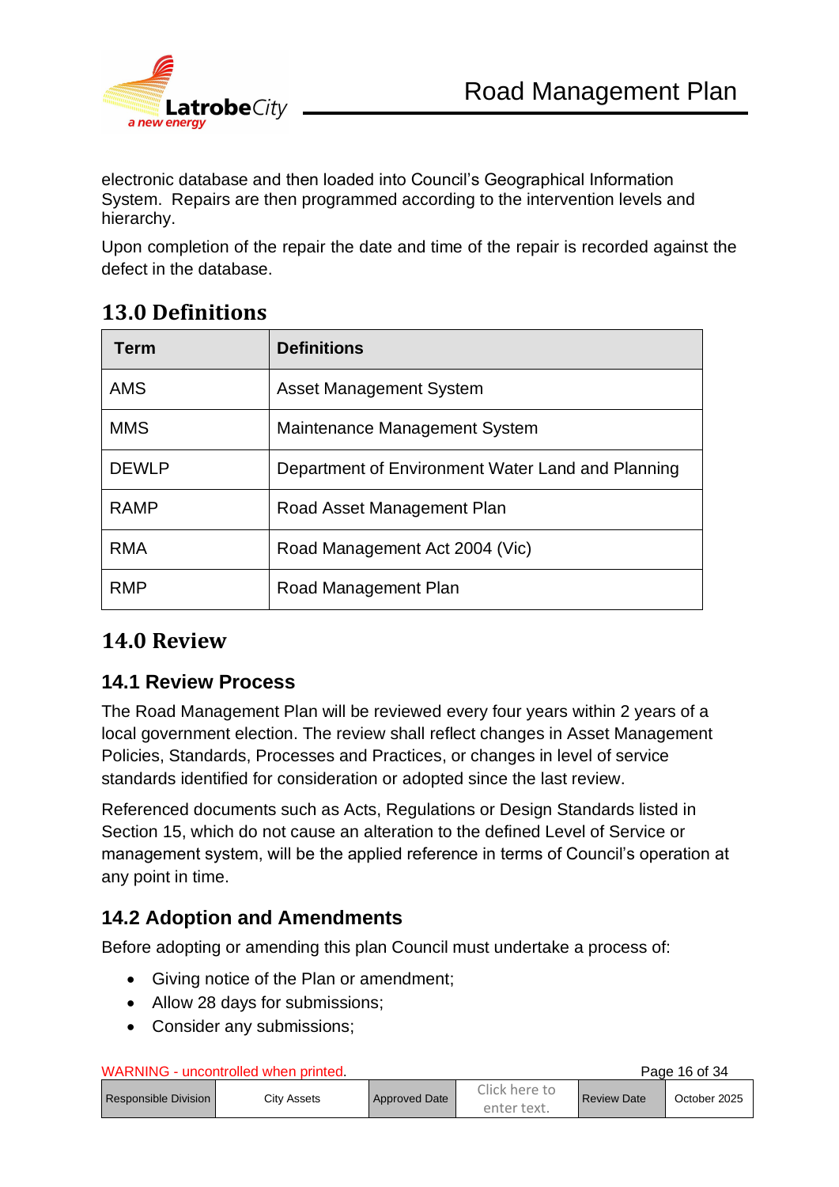electronic database and then loaded into Council's Geographical Information System. Repairs are then programmed according to the intervention levels and hierarchy.

Upon completion of the repair the date and time of the repair is recorded against the defect in the database.

# 13.0 Definitions

| Term | Definitions |
| --- | --- |
| AMS | Asset Management System |
| MMS | Maintenance Management System |
| DEWLP | Department of Environment Water Land and Planning |
| RAMP | Road Asset Management Plan |
| RMA | Road Management Act 2004 (Vic) |
| RMP | Road Management Plan |

# 14.0 Review

## 14.1 Review Process

The Road Management Plan will be reviewed every four years within 2 years of a local government election. The review shall reflect changes in Asset Management Policies, Standards, Processes and Practices, or changes in level of service standards identified for consideration or adopted since the last review.

Referenced documents such as Acts, Regulations or Design Standards listed in Section 15, which do not cause an alteration to the defined Level of Service or management system, will be the applied reference in terms of Council's operation at any point in time.

## 14.2 Adoption and Amendments

Before adopting or amending this plan Council must undertake a process of:

- Giving notice of the Plan or amendment;
- Allow 28 days for submissions;
- Consider any submissions;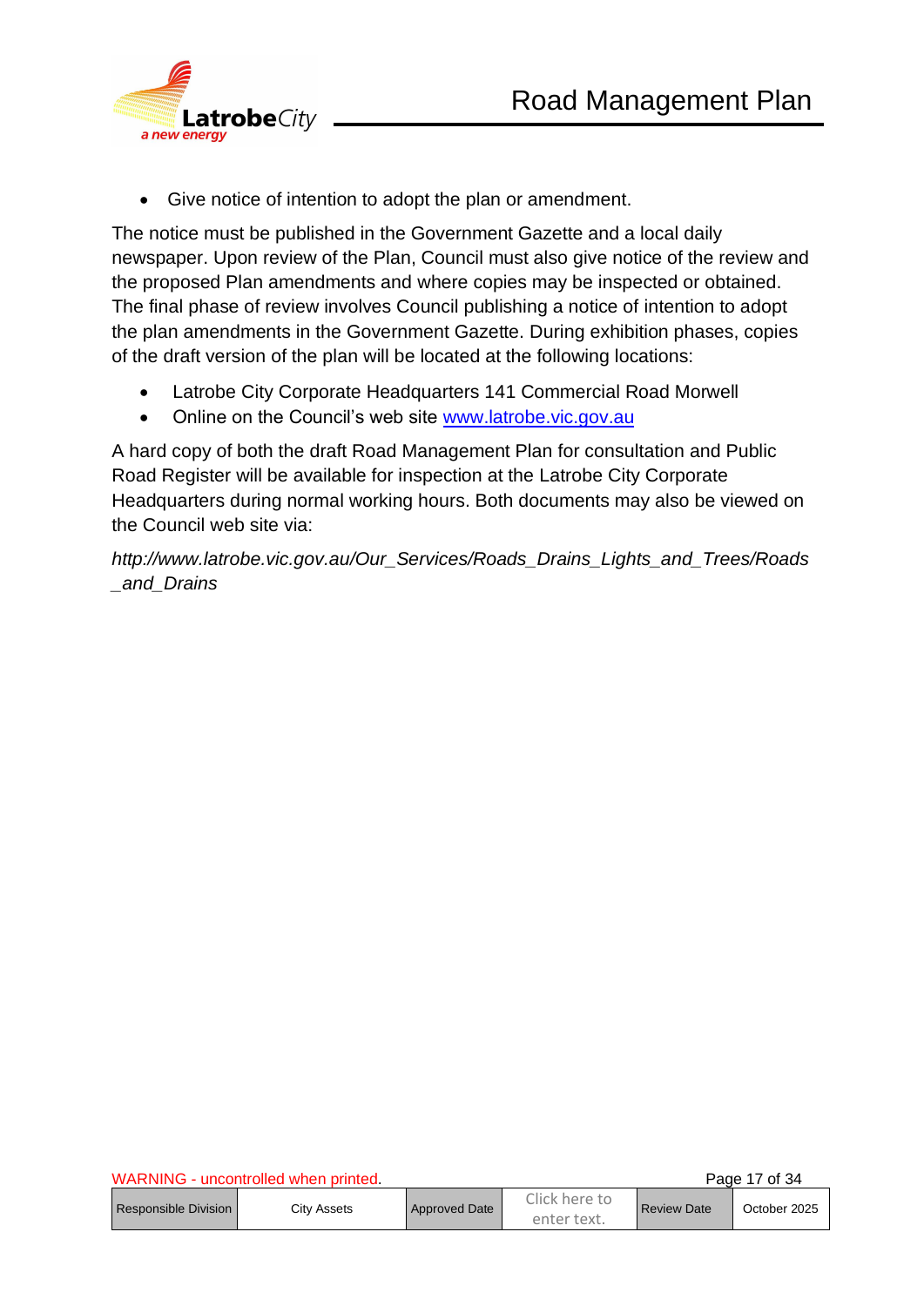- Give notice of intention to adopt the plan or amendment.

The notice must be published in the Government Gazette and a local daily newspaper. Upon review of the Plan, Council must also give notice of the review and the proposed Plan amendments and where copies may be inspected or obtained. The final phase of review involves Council publishing a notice of intention to adopt the plan amendments in the Government Gazette. During exhibition phases, copies of the draft version of the plan will be located at the following locations:

- Latrobe City Corporate Headquarters 141 Commercial Road Morwell
- Online on the Council's web site [www.latrobe.vic.gov.au](http://www.latrobe.vic.gov.au)

A hard copy of both the draft Road Management Plan for consultation and Public Road Register will be available for inspection at the Latrobe City Corporate Headquarters during normal working hours. Both documents may also be viewed on the Council web site via:

*http://www.latrobe.vic.gov.au/Our_Services/Roads_Drains_Lights_and_Trees/Roads_and_Drains*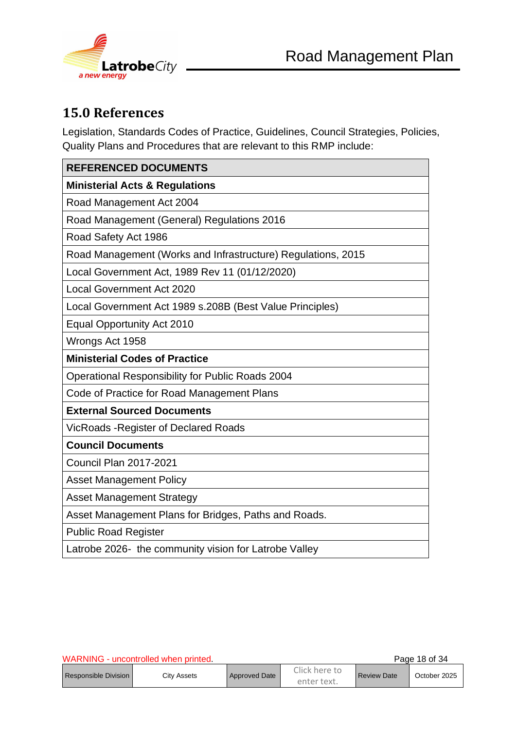## 15.0 References

Legislation, Standards Codes of Practice, Guidelines, Council Strategies, Policies, Quality Plans and Procedures that are relevant to this RMP include:

| REFERENCED DOCUMENTS |
|---|
| **Ministerial Acts & Regulations** |
| Road Management Act 2004 |
| Road Management (General) Regulations 2016 |
| Road Safety Act 1986 |
| Road Management (Works and Infrastructure) Regulations, 2015 |
| Local Government Act, 1989 Rev 11 (01/12/2020) |
| Local Government Act 2020 |
| Local Government Act 1989 s.208B (Best Value Principles) |
| Equal Opportunity Act 2010 |
| Wrongs Act 1958 |
| **Ministerial Codes of Practice** |
| Operational Responsibility for Public Roads 2004 |
| Code of Practice for Road Management Plans |
| **External Sourced Documents** |
| VicRoads -Register of Declared Roads |
| **Council Documents** |
| Council Plan 2017-2021 |
| Asset Management Policy |
| Asset Management Strategy |
| Asset Management Plans for Bridges, Paths and Roads. |
| Public Road Register |
| Latrobe 2026- the community vision for Latrobe Valley |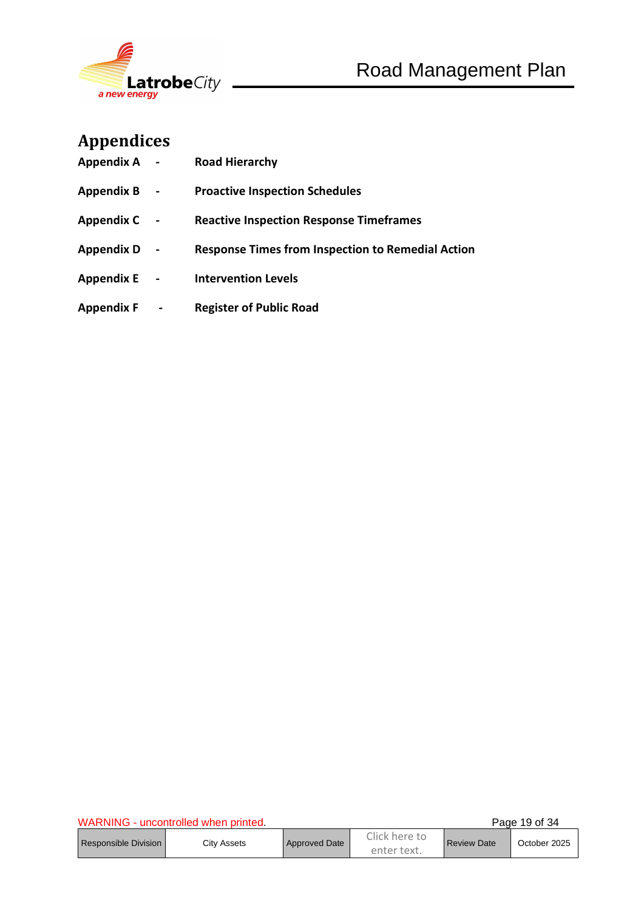# Appendices

**Appendix A - Road Hierarchy**

**Appendix B - Proactive Inspection Schedules**

**Appendix C - Reactive Inspection Response Timeframes**

**Appendix D - Response Times from Inspection to Remedial Action**

**Appendix E - Intervention Levels**

**Appendix F - Register of Public Road**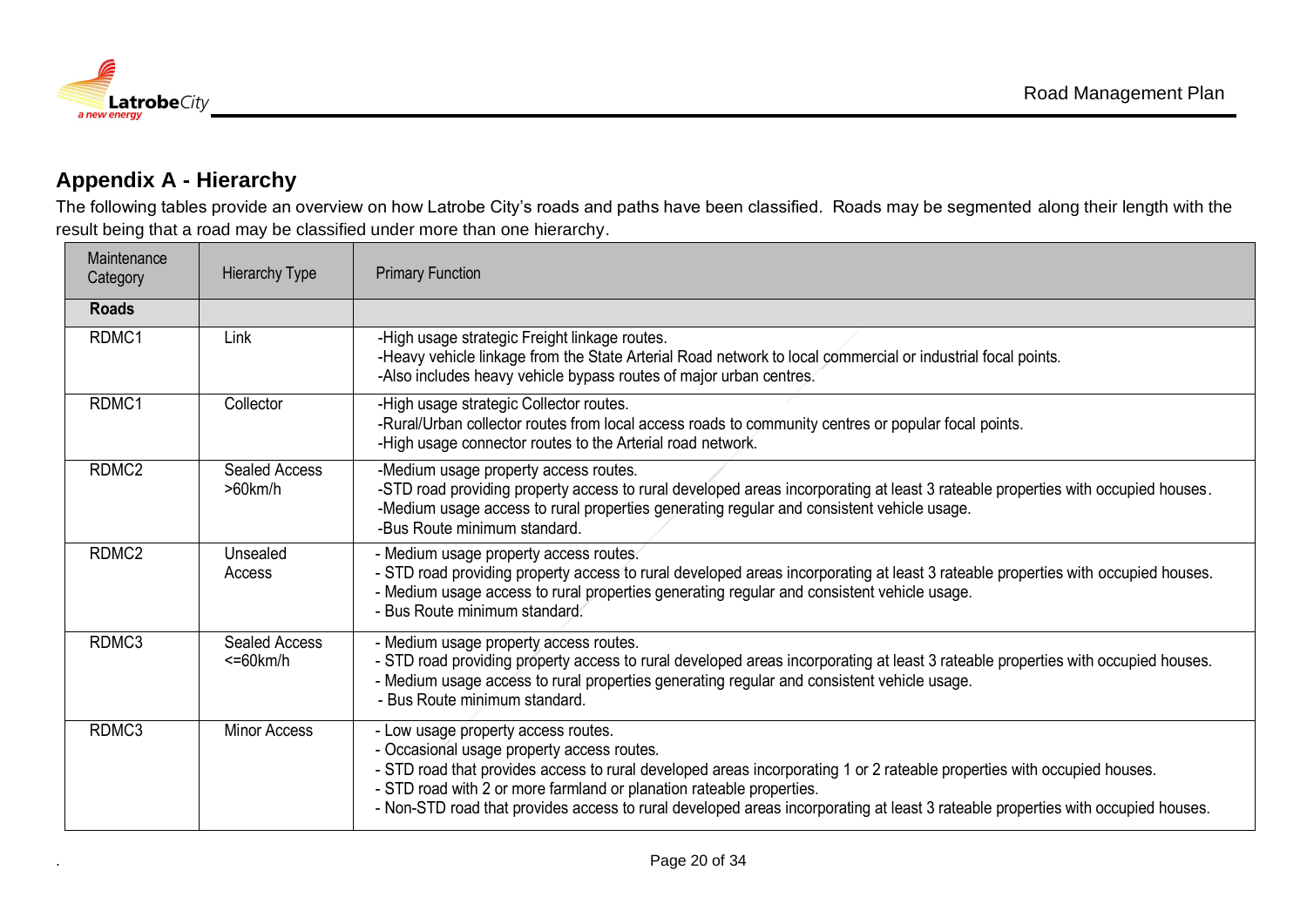## Appendix A - Hierarchy

The following tables provide an overview on how Latrobe City's roads and paths have been classified. Roads may be segmented along their length with the result being that a road may be classified under more than one hierarchy.

| Maintenance Category | Hierarchy Type | Primary Function |
|---|---|---|
| **Roads** | | |
| RDMC1 | Link | -High usage strategic Freight linkage routes.<br>-Heavy vehicle linkage from the State Arterial Road network to local commercial or industrial focal points.<br>-Also includes heavy vehicle bypass routes of major urban centres. |
| RDMC1 | Collector | -High usage strategic Collector routes.<br>-Rural/Urban collector routes from local access roads to community centres or popular focal points.<br>-High usage connector routes to the Arterial road network. |
| RDMC2 | Sealed Access >60km/h | -Medium usage property access routes.<br>-STD road providing property access to rural developed areas incorporating at least 3 rateable properties with occupied houses.<br>-Medium usage access to rural properties generating regular and consistent vehicle usage.<br>-Bus Route minimum standard. |
| RDMC2 | Unsealed Access | - Medium usage property access routes.<br>- STD road providing property access to rural developed areas incorporating at least 3 rateable properties with occupied houses.<br>- Medium usage access to rural properties generating regular and consistent vehicle usage.<br>- Bus Route minimum standard. |
| RDMC3 | Sealed Access <=60km/h | - Medium usage property access routes.<br>- STD road providing property access to rural developed areas incorporating at least 3 rateable properties with occupied houses.<br>- Medium usage access to rural properties generating regular and consistent vehicle usage.<br>- Bus Route minimum standard. |
| RDMC3 | Minor Access | - Low usage property access routes.<br>- Occasional usage property access routes.<br>- STD road that provides access to rural developed areas incorporating 1 or 2 rateable properties with occupied houses.<br>- STD road with 2 or more farmland or planation rateable properties.<br>- Non-STD road that provides access to rural developed areas incorporating at least 3 rateable properties with occupied houses. |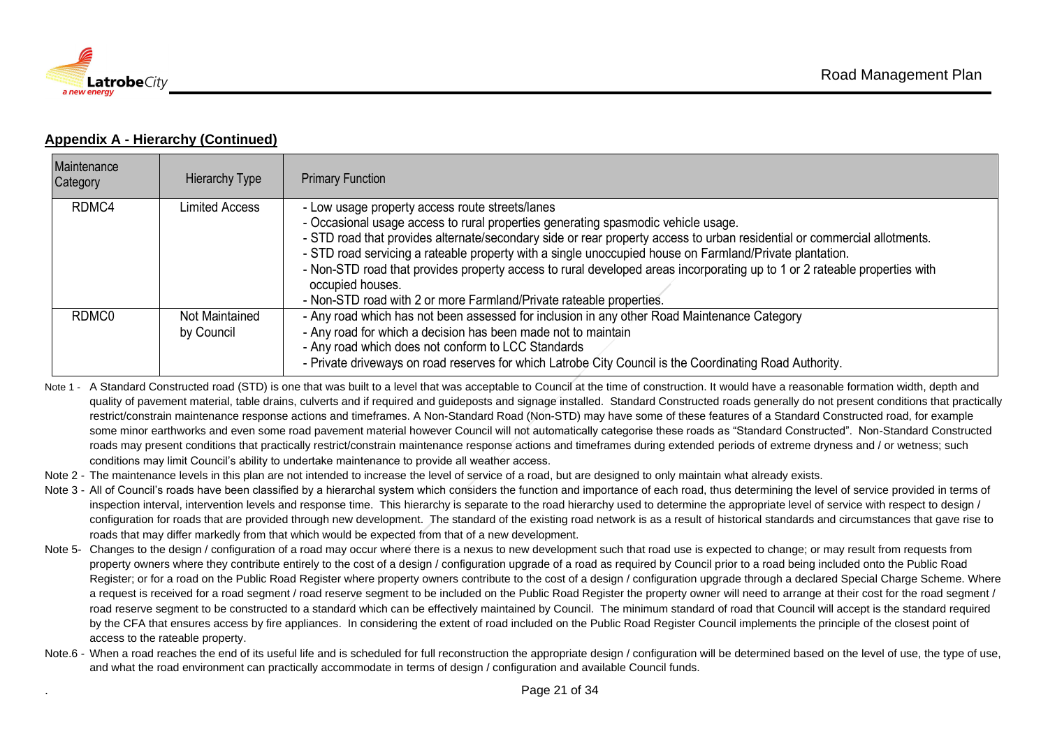**Appendix A - Hierarchy (Continued)**

| Maintenance Category | Hierarchy Type | Primary Function |
|---|---|---|
| RDMC4 | Limited Access | - Low usage property access route streets/lanes<br>- Occasional usage access to rural properties generating spasmodic vehicle usage.<br>- STD road that provides alternate/secondary side or rear property access to urban residential or commercial allotments.<br>- STD road servicing a rateable property with a single unoccupied house on Farmland/Private plantation.<br>- Non-STD road that provides property access to rural developed areas incorporating up to 1 or 2 rateable properties with occupied houses.<br>- Non-STD road with 2 or more Farmland/Private rateable properties. |
| RDMC0 | Not Maintained by Council | - Any road which has not been assessed for inclusion in any other Road Maintenance Category<br>- Any road for which a decision has been made not to maintain<br>- Any road which does not conform to LCC Standards<br>- Private driveways on road reserves for which Latrobe City Council is the Coordinating Road Authority. |

Note 1 - A Standard Constructed road (STD) is one that was built to a level that was acceptable to Council at the time of construction. It would have a reasonable formation width, depth and quality of pavement material, table drains, culverts and if required and guideposts and signage installed. Standard Constructed roads generally do not present conditions that practically restrict/constrain maintenance response actions and timeframes. A Non-Standard Road (Non-STD) may have some of these features of a Standard Constructed road, for example some minor earthworks and even some road pavement material however Council will not automatically categorise these roads as "Standard Constructed". Non-Standard Constructed roads may present conditions that practically restrict/constrain maintenance response actions and timeframes during extended periods of extreme dryness and / or wetness; such conditions may limit Council's ability to undertake maintenance to provide all weather access.

Note 2 - The maintenance levels in this plan are not intended to increase the level of service of a road, but are designed to only maintain what already exists.

Note 3 - All of Council's roads have been classified by a hierarchal system which considers the function and importance of each road, thus determining the level of service provided in terms of inspection interval, intervention levels and response time. This hierarchy is separate to the road hierarchy used to determine the appropriate level of service with respect to design / configuration for roads that are provided through new development. The standard of the existing road network is as a result of historical standards and circumstances that gave rise to roads that may differ markedly from that which would be expected from that of a new development.

Note 5- Changes to the design / configuration of a road may occur where there is a nexus to new development such that road use is expected to change; or may result from requests from property owners where they contribute entirely to the cost of a design / configuration upgrade of a road as required by Council prior to a road being included onto the Public Road Register; or for a road on the Public Road Register where property owners contribute to the cost of a design / configuration upgrade through a declared Special Charge Scheme. Where a request is received for a road segment / road reserve segment to be included on the Public Road Register the property owner will need to arrange at their cost for the road segment / road reserve segment to be constructed to a standard which can be effectively maintained by Council. The minimum standard of road that Council will accept is the standard required by the CFA that ensures access by fire appliances. In considering the extent of road included on the Public Road Register Council implements the principle of the closest point of access to the rateable property.

Note.6 - When a road reaches the end of its useful life and is scheduled for full reconstruction the appropriate design / configuration will be determined based on the level of use, the type of use, and what the road environment can practically accommodate in terms of design / configuration and available Council funds.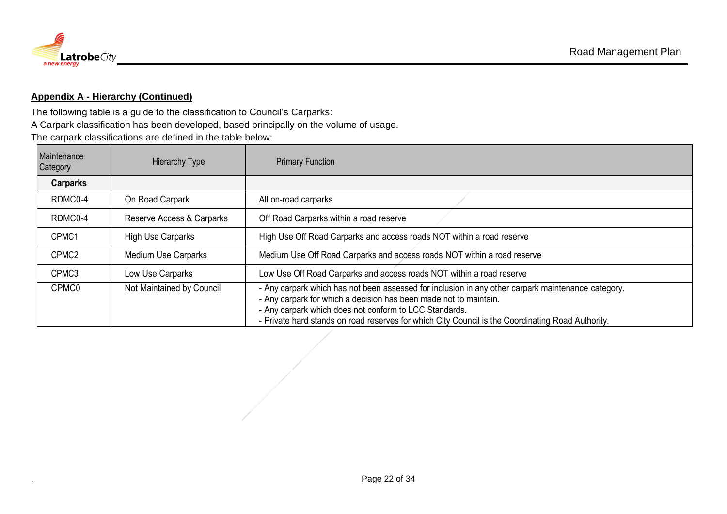**Appendix A - Hierarchy (Continued)**

The following table is a guide to the classification to Council's Carparks:

A Carpark classification has been developed, based principally on the volume of usage.

The carpark classifications are defined in the table below:

| Maintenance Category | Hierarchy Type | Primary Function |
|---|---|---|
| **Carparks** | | |
| RDMC0-4 | On Road Carpark | All on-road carparks |
| RDMC0-4 | Reserve Access & Carparks | Off Road Carparks within a road reserve |
| CPMC1 | High Use Carparks | High Use Off Road Carparks and access roads NOT within a road reserve |
| CPMC2 | Medium Use Carparks | Medium Use Off Road Carparks and access roads NOT within a road reserve |
| CPMC3 | Low Use Carparks | Low Use Off Road Carparks and access roads NOT within a road reserve |
| CPMC0 | Not Maintained by Council | - Any carpark which has not been assessed for inclusion in any other carpark maintenance category.<br>- Any carpark for which a decision has been made not to maintain.<br>- Any carpark which does not conform to LCC Standards.<br>- Private hard stands on road reserves for which City Council is the Coordinating Road Authority. |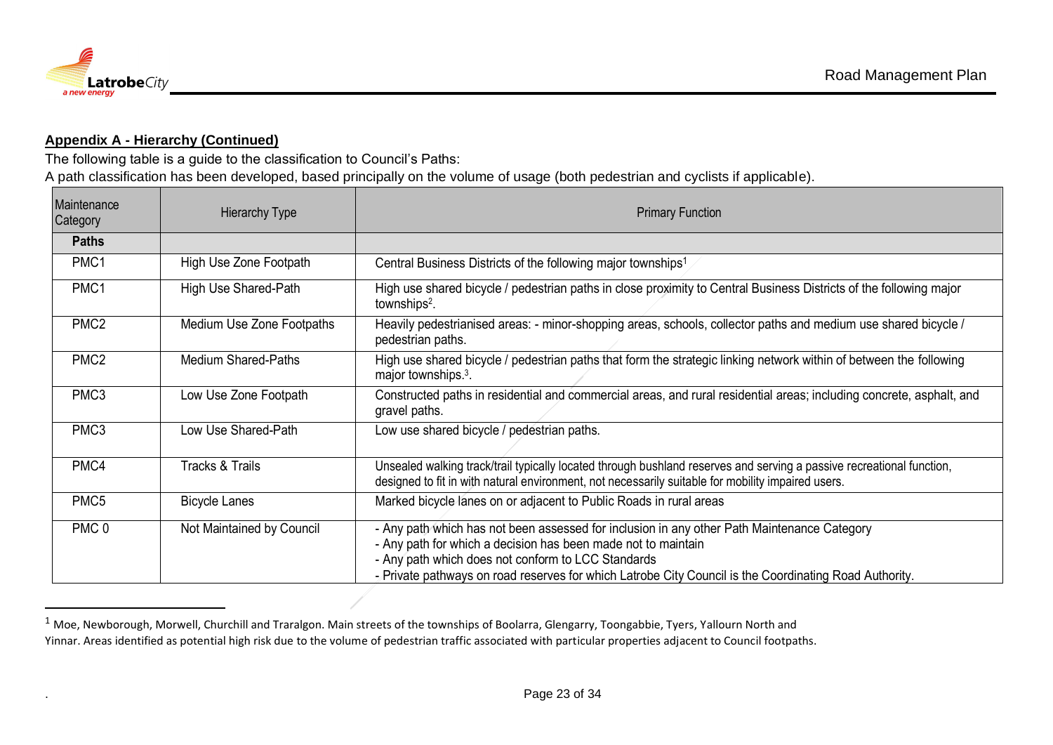**Appendix A - Hierarchy (Continued)**

The following table is a guide to the classification to Council's Paths:

A path classification has been developed, based principally on the volume of usage (both pedestrian and cyclists if applicable).

| Maintenance Category | Hierarchy Type | Primary Function |
|---|---|---|
| **Paths** | | |
| PMC1 | High Use Zone Footpath | Central Business Districts of the following major townships[1] |
| PMC1 | High Use Shared-Path | High use shared bicycle / pedestrian paths in close proximity to Central Business Districts of the following major townships[2]. |
| PMC2 | Medium Use Zone Footpaths | Heavily pedestrianised areas: - minor-shopping areas, schools, collector paths and medium use shared bicycle / pedestrian paths. |
| PMC2 | Medium Shared-Paths | High use shared bicycle / pedestrian paths that form the strategic linking network within of between the following major townships.[3]. |
| PMC3 | Low Use Zone Footpath | Constructed paths in residential and commercial areas, and rural residential areas; including concrete, asphalt, and gravel paths. |
| PMC3 | Low Use Shared-Path | Low use shared bicycle / pedestrian paths. |
| PMC4 | Tracks & Trails | Unsealed walking track/trail typically located through bushland reserves and serving a passive recreational function, designed to fit in with natural environment, not necessarily suitable for mobility impaired users. |
| PMC5 | Bicycle Lanes | Marked bicycle lanes on or adjacent to Public Roads in rural areas |
| PMC 0 | Not Maintained by Council | - Any path which has not been assessed for inclusion in any other Path Maintenance Category<br>- Any path for which a decision has been made not to maintain<br>- Any path which does not conform to LCC Standards<br>- Private pathways on road reserves for which Latrobe City Council is the Coordinating Road Authority. |

[1] Moe, Newborough, Morwell, Churchill and Traralgon. Main streets of the townships of Boolarra, Glengarry, Toongabbie, Tyers, Yallourn North and Yinnar. Areas identified as potential high risk due to the volume of pedestrian traffic associated with particular properties adjacent to Council footpaths.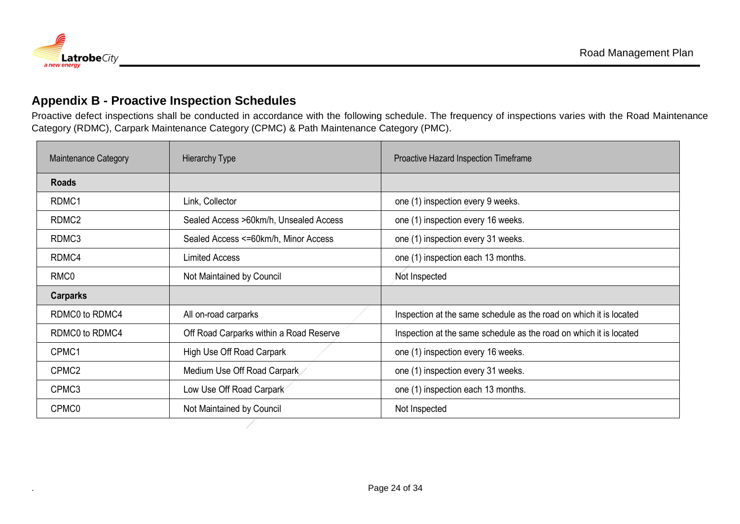## Appendix B - Proactive Inspection Schedules

Proactive defect inspections shall be conducted in accordance with the following schedule. The frequency of inspections varies with the Road Maintenance Category (RDMC), Carpark Maintenance Category (CPMC) & Path Maintenance Category (PMC).

| Maintenance Category | Hierarchy Type | Proactive Hazard Inspection Timeframe |
|---|---|---|
| **Roads** | | |
| RDMC1 | Link, Collector | one (1) inspection every 9 weeks. |
| RDMC2 | Sealed Access >60km/h, Unsealed Access | one (1) inspection every 16 weeks. |
| RDMC3 | Sealed Access <=60km/h, Minor Access | one (1) inspection every 31 weeks. |
| RDMC4 | Limited Access | one (1) inspection each 13 months. |
| RMC0 | Not Maintained by Council | Not Inspected |
| **Carparks** | | |
| RDMC0 to RDMC4 | All on-road carparks | Inspection at the same schedule as the road on which it is located |
| RDMC0 to RDMC4 | Off Road Carparks within a Road Reserve | Inspection at the same schedule as the road on which it is located |
| CPMC1 | High Use Off Road Carpark | one (1) inspection every 16 weeks. |
| CPMC2 | Medium Use Off Road Carpark | one (1) inspection every 31 weeks. |
| CPMC3 | Low Use Off Road Carpark | one (1) inspection each 13 months. |
| CPMC0 | Not Maintained by Council | Not Inspected |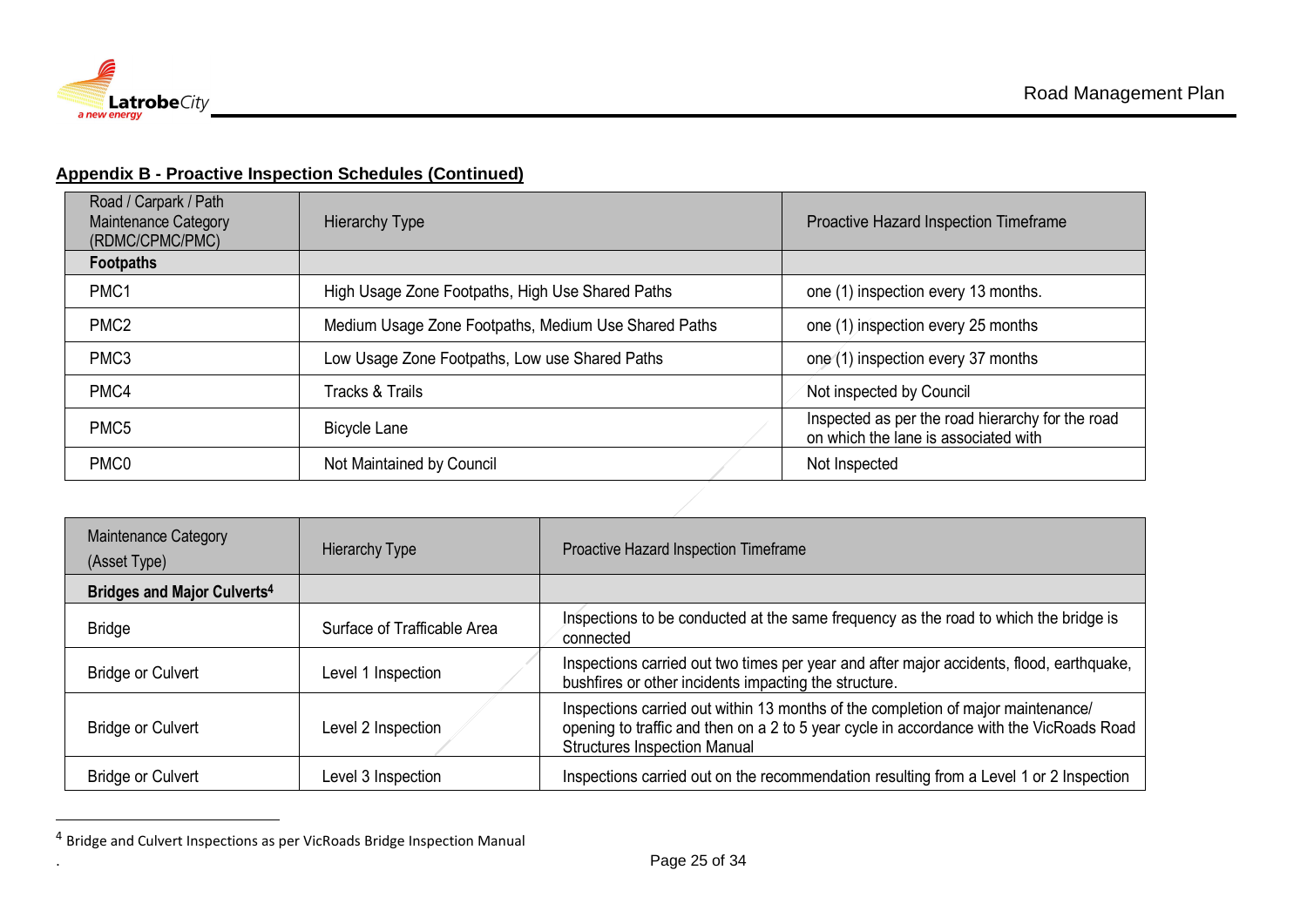## Appendix B - Proactive Inspection Schedules (Continued)

| Road / Carpark / Path Maintenance Category (RDMC/CPMC/PMC) | Hierarchy Type | Proactive Hazard Inspection Timeframe |
|---|---|---|
| **Footpaths** | | |
| PMC1 | High Usage Zone Footpaths, High Use Shared Paths | one (1) inspection every 13 months. |
| PMC2 | Medium Usage Zone Footpaths, Medium Use Shared Paths | one (1) inspection every 25 months |
| PMC3 | Low Usage Zone Footpaths, Low use Shared Paths | one (1) inspection every 37 months |
| PMC4 | Tracks & Trails | Not inspected by Council |
| PMC5 | Bicycle Lane | Inspected as per the road hierarchy for the road on which the lane is associated with |
| PMC0 | Not Maintained by Council | Not Inspected |

| Maintenance Category (Asset Type) | Hierarchy Type | Proactive Hazard Inspection Timeframe |
|---|---|---|
| **Bridges and Major Culverts[4]** | | |
| Bridge | Surface of Trafficable Area | Inspections to be conducted at the same frequency as the road to which the bridge is connected |
| Bridge or Culvert | Level 1 Inspection | Inspections carried out two times per year and after major accidents, flood, earthquake, bushfires or other incidents impacting the structure. |
| Bridge or Culvert | Level 2 Inspection | Inspections carried out within 13 months of the completion of major maintenance/ opening to traffic and then on a 2 to 5 year cycle in accordance with the VicRoads Road Structures Inspection Manual |
| Bridge or Culvert | Level 3 Inspection | Inspections carried out on the recommendation resulting from a Level 1 or 2 Inspection |

[4] Bridge and Culvert Inspections as per VicRoads Bridge Inspection Manual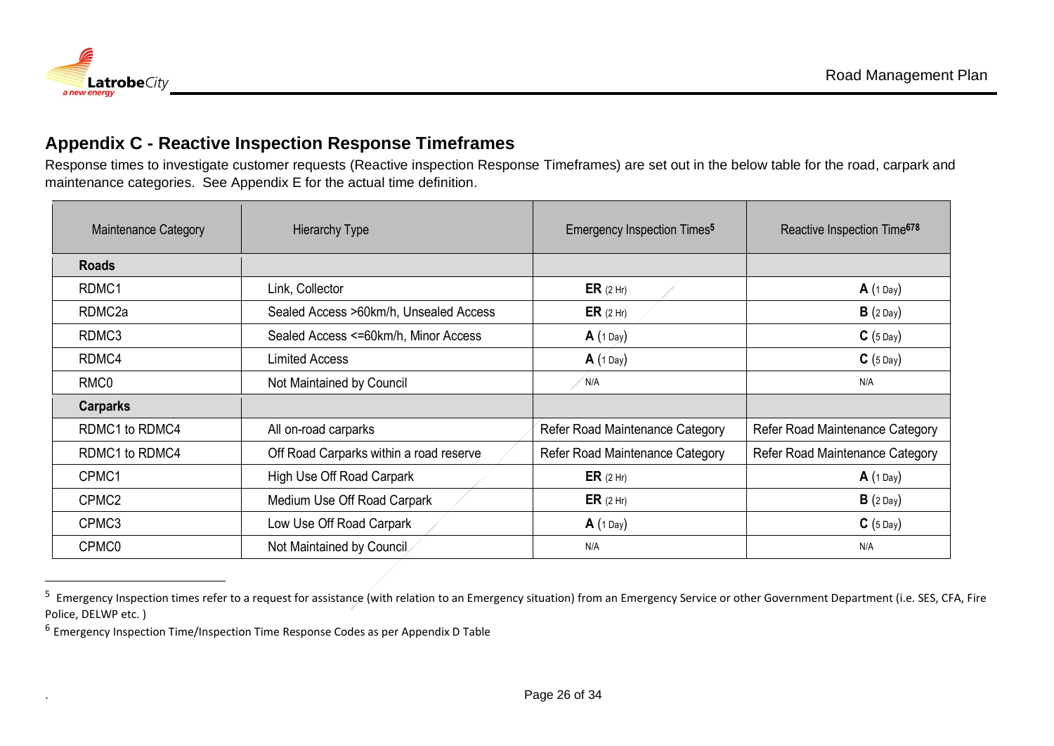## Appendix C - Reactive Inspection Response Timeframes

Response times to investigate customer requests (Reactive inspection Response Timeframes) are set out in the below table for the road, carpark and maintenance categories. See Appendix E for the actual time definition.

| Maintenance Category | Hierarchy Type | Emergency Inspection Times[5] | Reactive Inspection Time[678] |
|---|---|---|---|
| **Roads** | | | |
| RDMC1 | Link, Collector | **ER** (2 Hr) | **A** (1 Day) |
| RDMC2a | Sealed Access >60km/h, Unsealed Access | **ER** (2 Hr) | **B** (2 Day) |
| RDMC3 | Sealed Access <=60km/h, Minor Access | **A** (1 Day) | **C** (5 Day) |
| RDMC4 | Limited Access | **A** (1 Day) | **C** (5 Day) |
| RMC0 | Not Maintained by Council | N/A | N/A |
| **Carparks** | | | |
| RDMC1 to RDMC4 | All on-road carparks | Refer Road Maintenance Category | Refer Road Maintenance Category |
| RDMC1 to RDMC4 | Off Road Carparks within a road reserve | Refer Road Maintenance Category | Refer Road Maintenance Category |
| CPMC1 | High Use Off Road Carpark | **ER** (2 Hr) | **A** (1 Day) |
| CPMC2 | Medium Use Off Road Carpark | **ER** (2 Hr) | **B** (2 Day) |
| CPMC3 | Low Use Off Road Carpark | **A** (1 Day) | **C** (5 Day) |
| CPMC0 | Not Maintained by Council | N/A | N/A |

[5] Emergency Inspection times refer to a request for assistance (with relation to an Emergency situation) from an Emergency Service or other Government Department (i.e. SES, CFA, Fire Police, DELWP etc. )

[6] Emergency Inspection Time/Inspection Time Response Codes as per Appendix D Table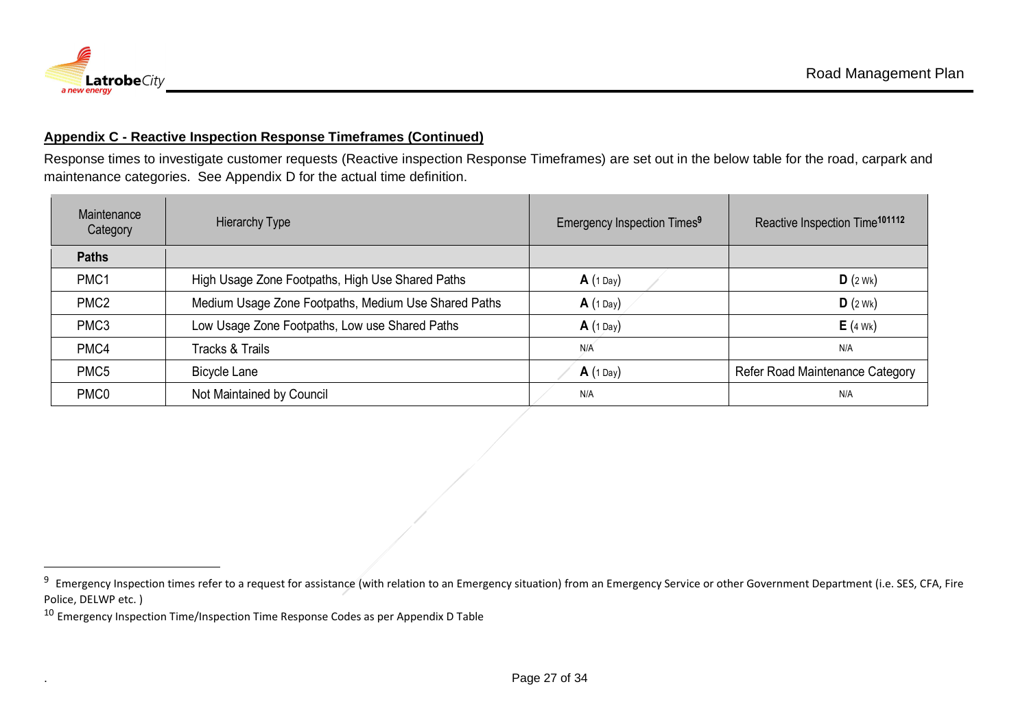**Appendix C - Reactive Inspection Response Timeframes (Continued)**

Response times to investigate customer requests (Reactive inspection Response Timeframes) are set out in the below table for the road, carpark and maintenance categories. See Appendix D for the actual time definition.

| Maintenance Category | Hierarchy Type | Emergency Inspection Times[9] | Reactive Inspection Time[10][11][12] |
|---|---|---|---|
| **Paths** | | | |
| PMC1 | High Usage Zone Footpaths, High Use Shared Paths | **A** (1 Day) | **D** (2 Wk) |
| PMC2 | Medium Usage Zone Footpaths, Medium Use Shared Paths | **A** (1 Day) | **D** (2 Wk) |
| PMC3 | Low Usage Zone Footpaths, Low use Shared Paths | **A** (1 Day) | **E** (4 Wk) |
| PMC4 | Tracks & Trails | N/A | N/A |
| PMC5 | Bicycle Lane | **A** (1 Day) | Refer Road Maintenance Category |
| PMC0 | Not Maintained by Council | N/A | N/A |

[9] Emergency Inspection times refer to a request for assistance (with relation to an Emergency situation) from an Emergency Service or other Government Department (i.e. SES, CFA, Fire Police, DELWP etc. )

[10] Emergency Inspection Time/Inspection Time Response Codes as per Appendix D Table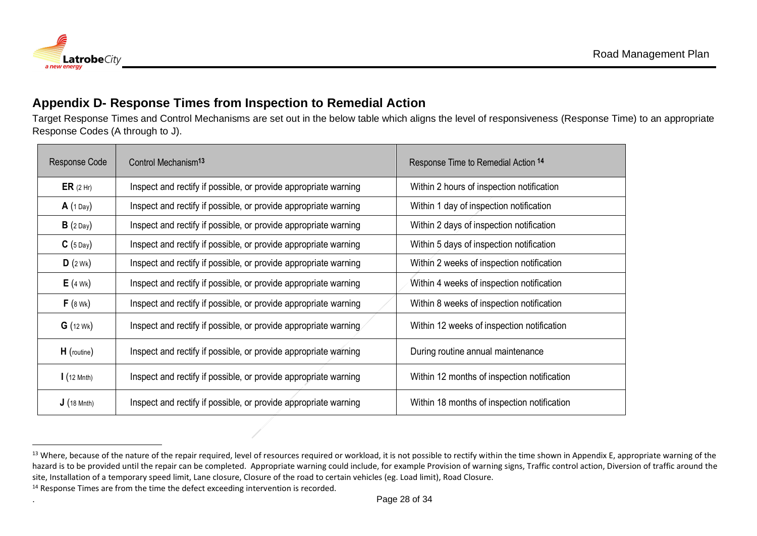## Appendix D- Response Times from Inspection to Remedial Action

Target Response Times and Control Mechanisms are set out in the below table which aligns the level of responsiveness (Response Time) to an appropriate Response Codes (A through to J).

| Response Code | Control Mechanism[13] | Response Time to Remedial Action [14] |
|---|---|---|
| **ER** (2 Hr) | Inspect and rectify if possible, or provide appropriate warning | Within 2 hours of inspection notification |
| **A** (1 Day) | Inspect and rectify if possible, or provide appropriate warning | Within 1 day of inspection notification |
| **B** (2 Day) | Inspect and rectify if possible, or provide appropriate warning | Within 2 days of inspection notification |
| **C** (5 Day) | Inspect and rectify if possible, or provide appropriate warning | Within 5 days of inspection notification |
| **D** (2 Wk) | Inspect and rectify if possible, or provide appropriate warning | Within 2 weeks of inspection notification |
| **E** (4 Wk) | Inspect and rectify if possible, or provide appropriate warning | Within 4 weeks of inspection notification |
| **F** (8 Wk) | Inspect and rectify if possible, or provide appropriate warning | Within 8 weeks of inspection notification |
| **G** (12 Wk) | Inspect and rectify if possible, or provide appropriate warning | Within 12 weeks of inspection notification |
| **H** (routine) | Inspect and rectify if possible, or provide appropriate warning | During routine annual maintenance |
| **I** (12 Mnth) | Inspect and rectify if possible, or provide appropriate warning | Within 12 months of inspection notification |
| **J** (18 Mnth) | Inspect and rectify if possible, or provide appropriate warning | Within 18 months of inspection notification |

[13] Where, because of the nature of the repair required, level of resources required or workload, it is not possible to rectify within the time shown in Appendix E, appropriate warning of the hazard is to be provided until the repair can be completed. Appropriate warning could include, for example Provision of warning signs, Traffic control action, Diversion of traffic around the site, Installation of a temporary speed limit, Lane closure, Closure of the road to certain vehicles (eg. Load limit), Road Closure.

[14] Response Times are from the time the defect exceeding intervention is recorded.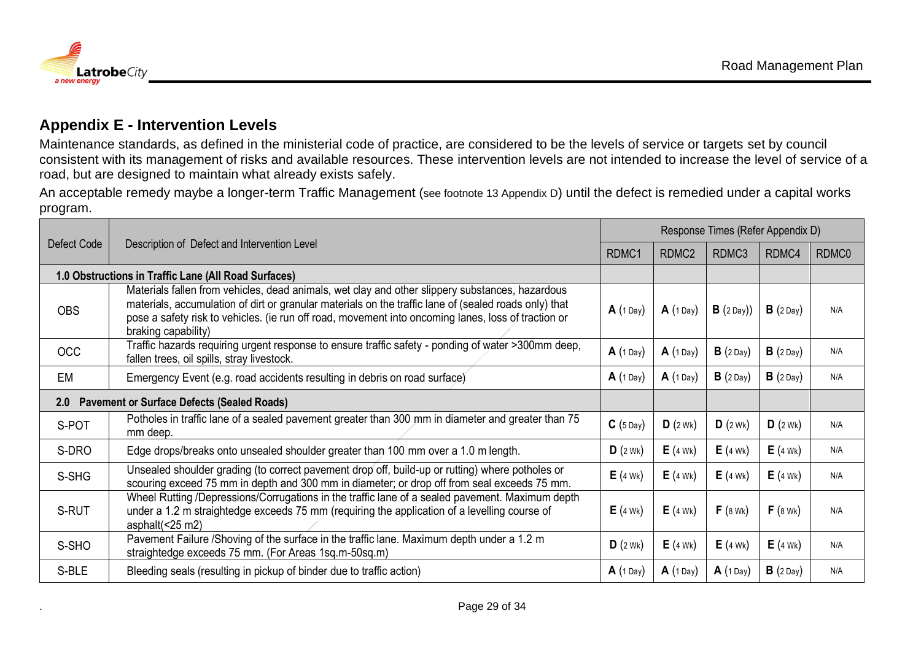## Appendix E - Intervention Levels

Maintenance standards, as defined in the ministerial code of practice, are considered to be the levels of service or targets set by council consistent with its management of risks and available resources. These intervention levels are not intended to increase the level of service of a road, but are designed to maintain what already exists safely.

An acceptable remedy maybe a longer-term Traffic Management (see footnote 13 Appendix D) until the defect is remedied under a capital works program.

| Defect Code | Description of Defect and Intervention Level | Response Times (Refer Appendix D) | | | | |
|---|---|---|---|---|---|---|
| | | RDMC1 | RDMC2 | RDMC3 | RDMC4 | RDMC0 |
| **1.0 Obstructions in Traffic Lane (All Road Surfaces)** | | | | | | |
| OBS | Materials fallen from vehicles, dead animals, wet clay and other slippery substances, hazardous materials, accumulation of dirt or granular materials on the traffic lane of (sealed roads only) that pose a safety risk to vehicles. (ie run off road, movement into oncoming lanes, loss of traction or braking capability) | **A** (1 Day) | **A** (1 Day) | **B** (2 Day)) | **B** (2 Day) | N/A |
| OCC | Traffic hazards requiring urgent response to ensure traffic safety - ponding of water >300mm deep, fallen trees, oil spills, stray livestock. | **A** (1 Day) | **A** (1 Day) | **B** (2 Day) | **B** (2 Day) | N/A |
| EM | Emergency Event (e.g. road accidents resulting in debris on road surface) | **A** (1 Day) | **A** (1 Day) | **B** (2 Day) | **B** (2 Day) | N/A |
| **2.0 Pavement or Surface Defects (Sealed Roads)** | | | | | | |
| S-POT | Potholes in traffic lane of a sealed pavement greater than 300 mm in diameter and greater than 75 mm deep. | **C** (5 Day) | **D** (2 Wk) | **D** (2 Wk) | **D** (2 Wk) | N/A |
| S-DRO | Edge drops/breaks onto unsealed shoulder greater than 100 mm over a 1.0 m length. | **D** (2 Wk) | **E** (4 Wk) | **E** (4 Wk) | **E** (4 Wk) | N/A |
| S-SHG | Unsealed shoulder grading (to correct pavement drop off, build-up or rutting) where potholes or scouring exceed 75 mm in depth and 300 mm in diameter; or drop off from seal exceeds 75 mm. | **E** (4 Wk) | **E** (4 Wk) | **E** (4 Wk) | **E** (4 Wk) | N/A |
| S-RUT | Wheel Rutting /Depressions/Corrugations in the traffic lane of a sealed pavement. Maximum depth under a 1.2 m straightedge exceeds 75 mm (requiring the application of a levelling course of asphalt(<25 m2) | **E** (4 Wk) | **E** (4 Wk) | **F** (8 Wk) | **F** (8 Wk) | N/A |
| S-SHO | Pavement Failure /Shoving of the surface in the traffic lane. Maximum depth under a 1.2 m straightedge exceeds 75 mm. (For Areas 1sq.m-50sq.m) | **D** (2 Wk) | **E** (4 Wk) | **E** (4 Wk) | **E** (4 Wk) | N/A |
| S-BLE | Bleeding seals (resulting in pickup of binder due to traffic action) | **A** (1 Day) | **A** (1 Day) | **A** (1 Day) | **B** (2 Day) | N/A |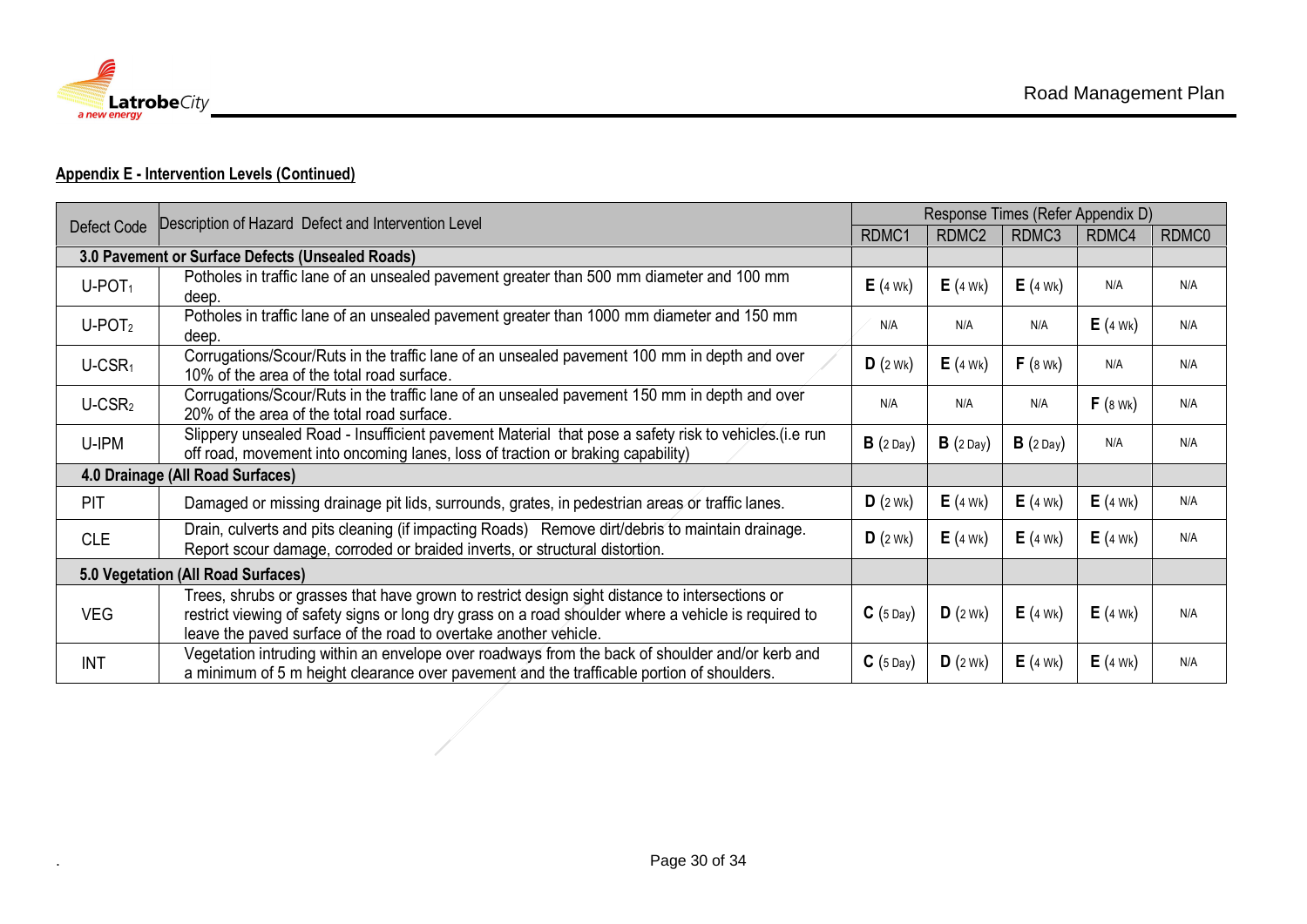**Appendix E - Intervention Levels (Continued)**

| Defect Code | Description of Hazard Defect and Intervention Level | Response Times (Refer Appendix D) | | | | |
|---|---|---|---|---|---|---|
| | | RDMC1 | RDMC2 | RDMC3 | RDMC4 | RDMC0 |
| **3.0 Pavement or Surface Defects (Unsealed Roads)** | | | | | | |
| U-POT$_1$ | Potholes in traffic lane of an unsealed pavement greater than 500 mm diameter and 100 mm deep. | **E** (4 Wk) | **E** (4 Wk) | **E** (4 Wk) | N/A | N/A |
| U-POT$_2$ | Potholes in traffic lane of an unsealed pavement greater than 1000 mm diameter and 150 mm deep. | N/A | N/A | N/A | **E** (4 Wk) | N/A |
| U-CSR$_1$ | Corrugations/Scour/Ruts in the traffic lane of an unsealed pavement 100 mm in depth and over 10% of the area of the total road surface. | **D** (2 Wk) | **E** (4 Wk) | **F** (8 Wk) | N/A | N/A |
| U-CSR$_2$ | Corrugations/Scour/Ruts in the traffic lane of an unsealed pavement 150 mm in depth and over 20% of the area of the total road surface. | N/A | N/A | N/A | **F** (8 Wk) | N/A |
| U-IPM | Slippery unsealed Road - Insufficient pavement Material that pose a safety risk to vehicles.(i.e run off road, movement into oncoming lanes, loss of traction or braking capability) | **B** (2 Day) | **B** (2 Day) | **B** (2 Day) | N/A | N/A |
| **4.0 Drainage (All Road Surfaces)** | | | | | | |
| PIT | Damaged or missing drainage pit lids, surrounds, grates, in pedestrian areas or traffic lanes. | **D** (2 Wk) | **E** (4 Wk) | **E** (4 Wk) | **E** (4 Wk) | N/A |
| CLE | Drain, culverts and pits cleaning (if impacting Roads) Remove dirt/debris to maintain drainage. Report scour damage, corroded or braided inverts, or structural distortion. | **D** (2 Wk) | **E** (4 Wk) | **E** (4 Wk) | **E** (4 Wk) | N/A |
| **5.0 Vegetation (All Road Surfaces)** | | | | | | |
| VEG | Trees, shrubs or grasses that have grown to restrict design sight distance to intersections or restrict viewing of safety signs or long dry grass on a road shoulder where a vehicle is required to leave the paved surface of the road to overtake another vehicle. | **C** (5 Day) | **D** (2 Wk) | **E** (4 Wk) | **E** (4 Wk) | N/A |
| INT | Vegetation intruding within an envelope over roadways from the back of shoulder and/or kerb and a minimum of 5 m height clearance over pavement and the trafficable portion of shoulders. | **C** (5 Day) | **D** (2 Wk) | **E** (4 Wk) | **E** (4 Wk) | N/A |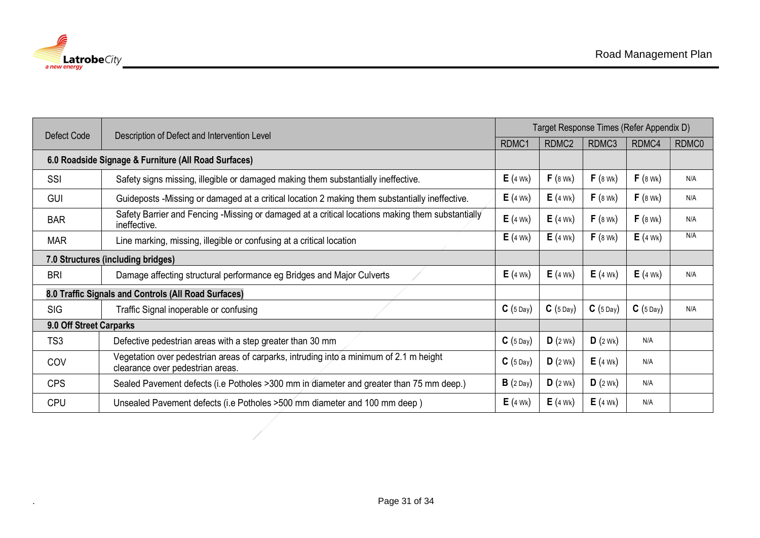| Defect Code | Description of Defect and Intervention Level | Target Response Times (Refer Appendix D) | | | | |
|---|---|---|---|---|---|---|
| | | RDMC1 | RDMC2 | RDMC3 | RDMC4 | RDMC0 |
| **6.0 Roadside Signage & Furniture (All Road Surfaces)** | | | | | | |
| SSI | Safety signs missing, illegible or damaged making them substantially ineffective. | **E** (4 Wk) | **F** (8 Wk) | **F** (8 Wk) | **F** (8 Wk) | N/A |
| GUI | Guideposts -Missing or damaged at a critical location 2 making them substantially ineffective. | **E** (4 Wk) | **E** (4 Wk) | **F** (8 Wk) | **F** (8 Wk) | N/A |
| BAR | Safety Barrier and Fencing -Missing or damaged at a critical locations making them substantially ineffective. | **E** (4 Wk) | **E** (4 Wk) | **F** (8 Wk) | **F** (8 Wk) | N/A |
| MAR | Line marking, missing, illegible or confusing at a critical location | **E** (4 Wk) | **E** (4 Wk) | **F** (8 Wk) | **E** (4 Wk) | N/A |
| **7.0 Structures (including bridges)** | | | | | | |
| BRI | Damage affecting structural performance eg Bridges and Major Culverts | **E** (4 Wk) | **E** (4 Wk) | **E** (4 Wk) | **E** (4 Wk) | N/A |
| **8.0 Traffic Signals and Controls (All Road Surfaces)** | | | | | | |
| SIG | Traffic Signal inoperable or confusing | **C** (5 Day) | **C** (5 Day) | **C** (5 Day) | **C** (5 Day) | N/A |
| **9.0 Off Street Carparks** | | | | | | |
| TS3 | Defective pedestrian areas with a step greater than 30 mm | **C** (5 Day) | **D** (2 Wk) | **D** (2 Wk) | N/A | |
| COV | Vegetation over pedestrian areas of carparks, intruding into a minimum of 2.1 m height clearance over pedestrian areas. | **C** (5 Day) | **D** (2 Wk) | **E** (4 Wk) | N/A | |
| CPS | Sealed Pavement defects (i.e Potholes >300 mm in diameter and greater than 75 mm deep.) | **B** (2 Day) | **D** (2 Wk) | **D** (2 Wk) | N/A | |
| CPU | Unsealed Pavement defects (i.e Potholes >500 mm diameter and 100 mm deep ) | **E** (4 Wk) | **E** (4 Wk) | **E** (4 Wk) | N/A | |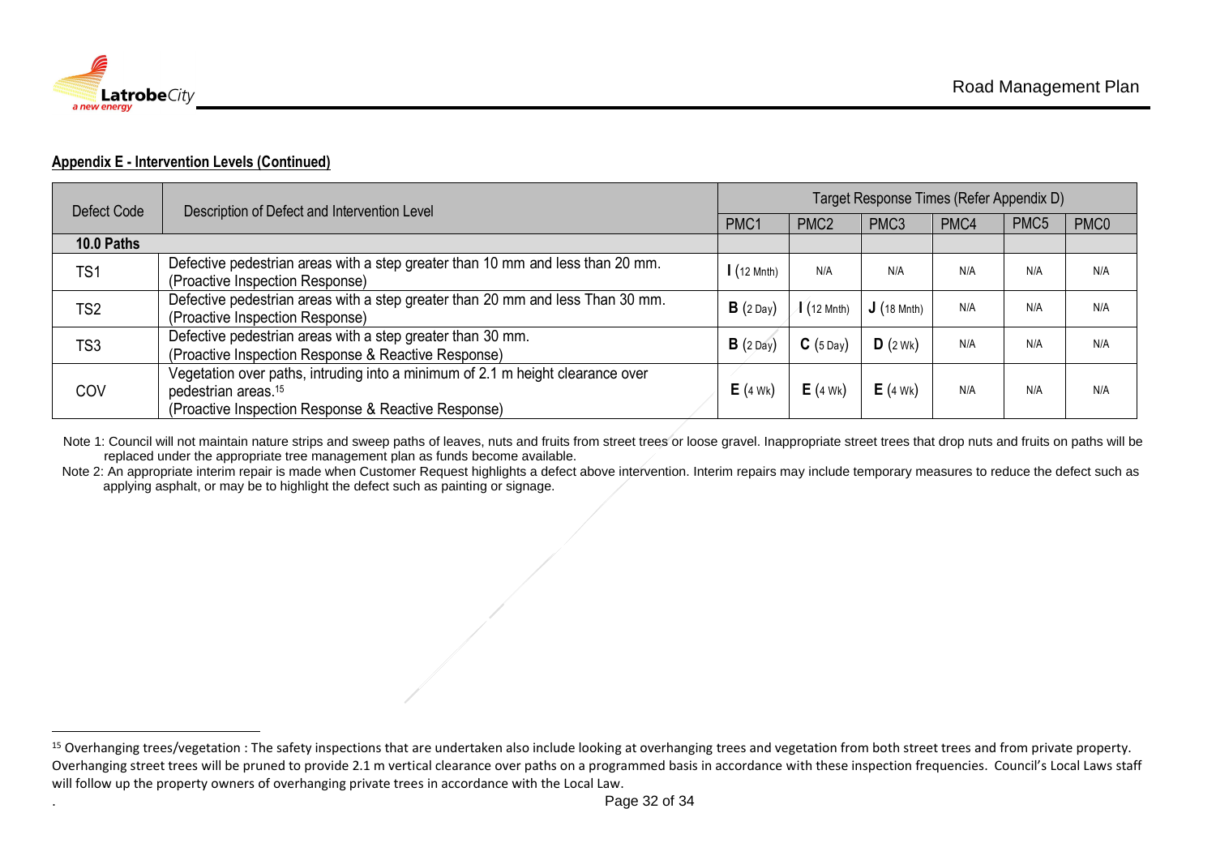**Appendix E - Intervention Levels (Continued)**

| Defect Code | Description of Defect and Intervention Level | Target Response Times (Refer Appendix D) | | | | | |
|---|---|---|---|---|---|---|---|
| | | PMC1 | PMC2 | PMC3 | PMC4 | PMC5 | PMC0 |
| **10.0 Paths** | | | | | | | |
| TS1 | Defective pedestrian areas with a step greater than 10 mm and less than 20 mm. (Proactive Inspection Response) | **I** (12 Mnth) | N/A | N/A | N/A | N/A | N/A |
| TS2 | Defective pedestrian areas with a step greater than 20 mm and less Than 30 mm. (Proactive Inspection Response) | **B** (2 Day) | **I** (12 Mnth) | **J** (18 Mnth) | N/A | N/A | N/A |
| TS3 | Defective pedestrian areas with a step greater than 30 mm. (Proactive Inspection Response & Reactive Response) | **B** (2 Day) | **C** (5 Day) | **D** (2 Wk) | N/A | N/A | N/A |
| COV | Vegetation over paths, intruding into a minimum of 2.1 m height clearance over pedestrian areas.[15] (Proactive Inspection Response & Reactive Response) | **E** (4 Wk) | **E** (4 Wk) | **E** (4 Wk) | N/A | N/A | N/A |

Note 1: Council will not maintain nature strips and sweep paths of leaves, nuts and fruits from street trees or loose gravel. Inappropriate street trees that drop nuts and fruits on paths will be replaced under the appropriate tree management plan as funds become available.

Note 2: An appropriate interim repair is made when Customer Request highlights a defect above intervention. Interim repairs may include temporary measures to reduce the defect such as applying asphalt, or may be to highlight the defect such as painting or signage.

[15] Overhanging trees/vegetation : The safety inspections that are undertaken also include looking at overhanging trees and vegetation from both street trees and from private property. Overhanging street trees will be pruned to provide 2.1 m vertical clearance over paths on a programmed basis in accordance with these inspection frequencies. Council's Local Laws staff will follow up the property owners of overhanging private trees in accordance with the Local Law.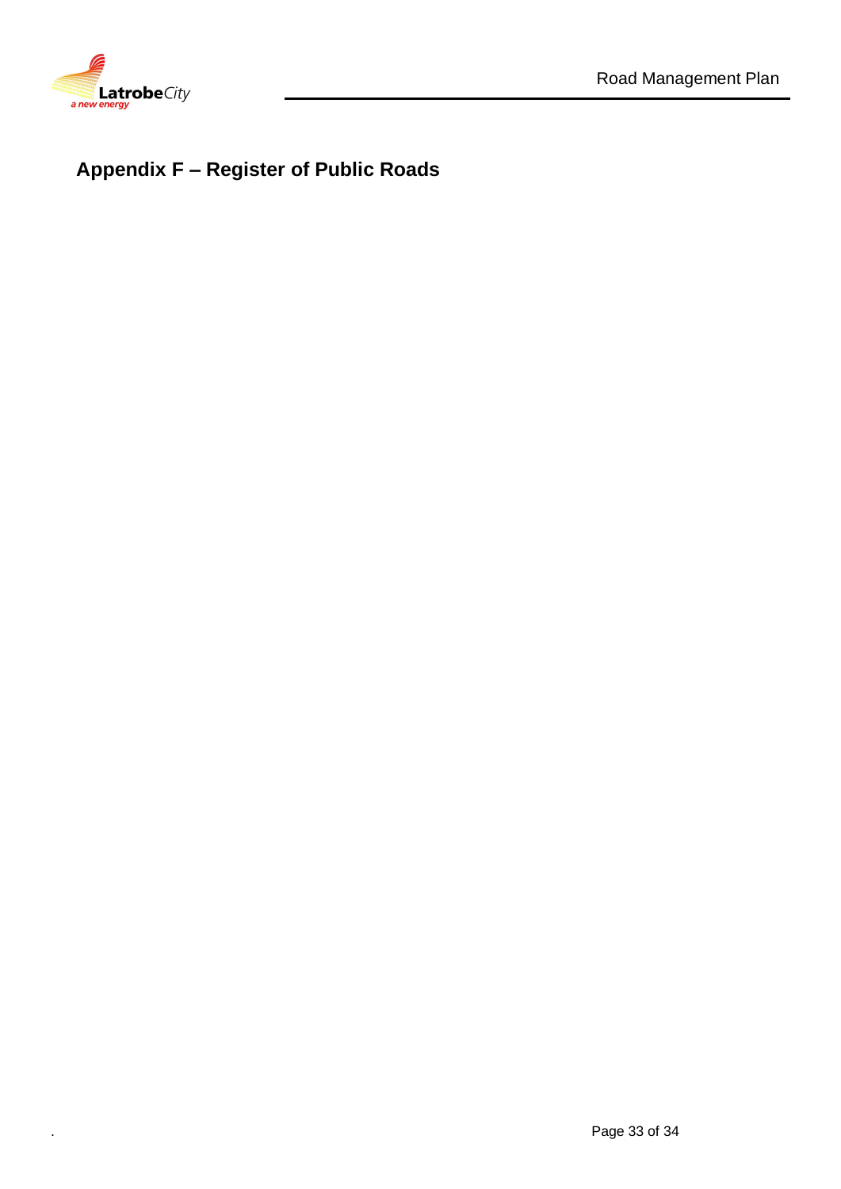# Appendix F – Register of Public Roads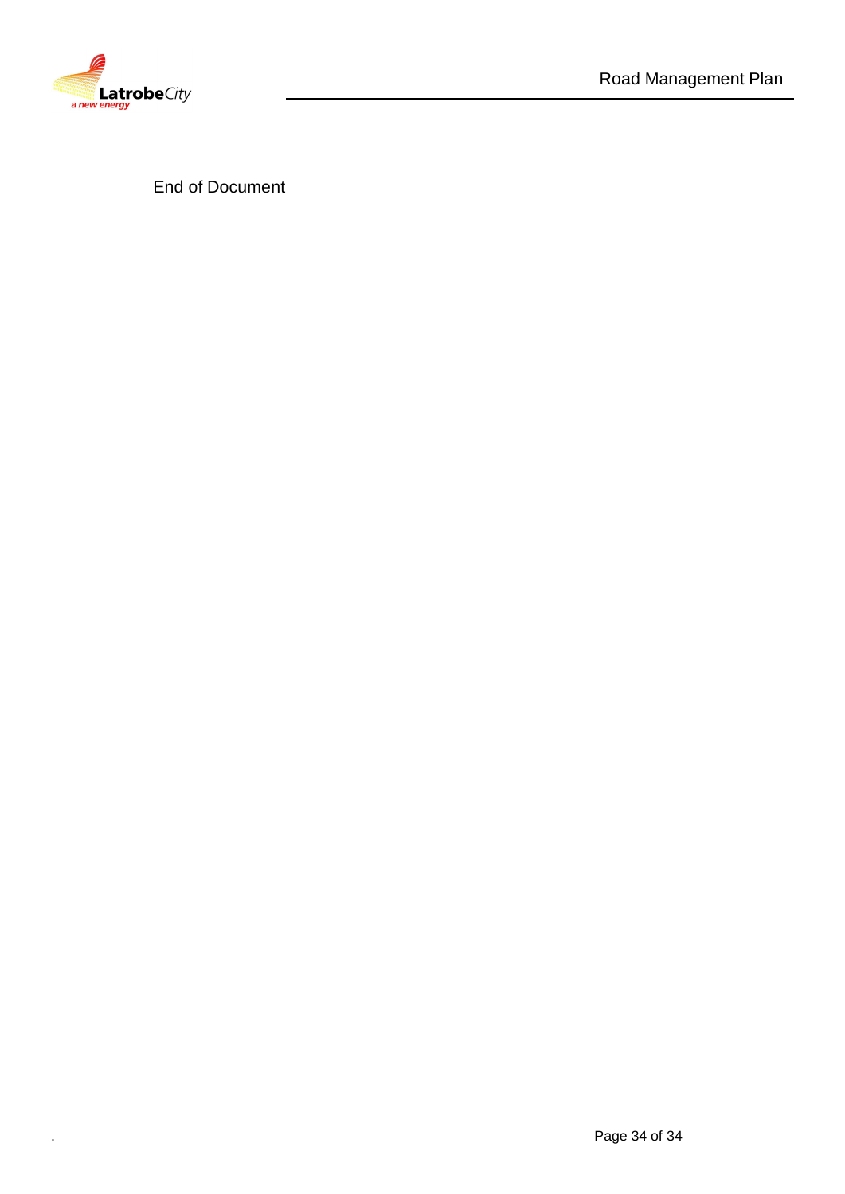End of Document